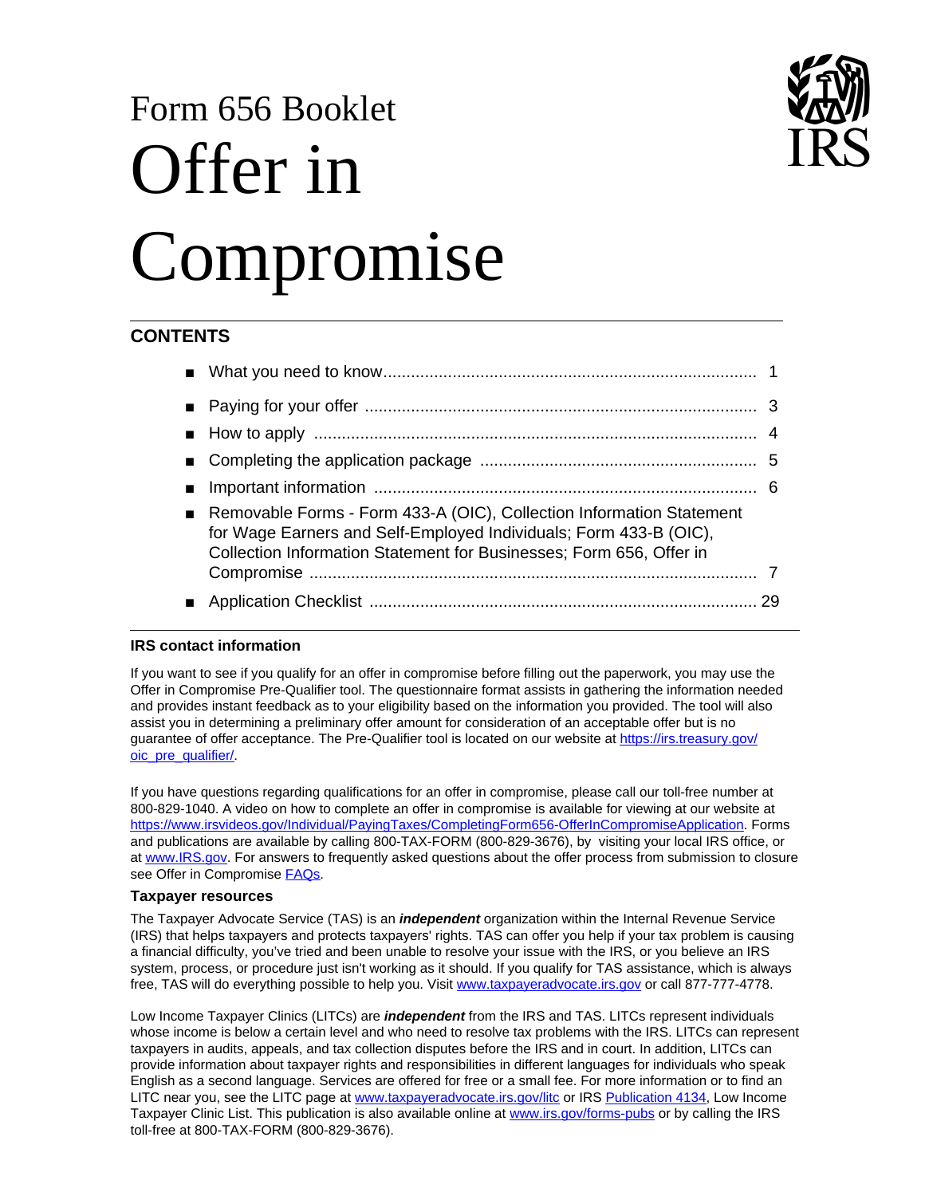Form 656 Booklet

# Offer in Compromise

## CONTENTS

- What you need to know ........................................................................... 1
- Paying for your offer .............................................................................. 3
- How to apply ......................................................................................... 4
- Completing the application package ....................................................... 5
- Important information ............................................................................. 6
- Removable Forms - Form 433-A (OIC), Collection Information Statement for Wage Earners and Self-Employed Individuals; Form 433-B (OIC), Collection Information Statement for Businesses; Form 656, Offer in Compromise ........................................................................................ 7
- Application Checklist .............................................................................. 29

### IRS contact information

If you want to see if you qualify for an offer in compromise before filling out the paperwork, you may use the Offer in Compromise Pre-Qualifier tool. The questionnaire format assists in gathering the information needed and provides instant feedback as to your eligibility based on the information you provided. The tool will also assist you in determining a preliminary offer amount for consideration of an acceptable offer but is no guarantee of offer acceptance. The Pre-Qualifier tool is located on our website at https://irs.treasury.gov/oic_pre_qualifier/.

If you have questions regarding qualifications for an offer in compromise, please call our toll-free number at 800-829-1040. A video on how to complete an offer in compromise is available for viewing at our website at https://www.irsvideos.gov/Individual/PayingTaxes/CompletingForm656-OfferInCompromiseApplication. Forms and publications are available by calling 800-TAX-FORM (800-829-3676), by visiting your local IRS office, or at www.IRS.gov. For answers to frequently asked questions about the offer process from submission to closure see Offer in Compromise FAQs.

### Taxpayer resources

The Taxpayer Advocate Service (TAS) is an ***independent*** organization within the Internal Revenue Service (IRS) that helps taxpayers and protects taxpayers' rights. TAS can offer you help if your tax problem is causing a financial difficulty, you've tried and been unable to resolve your issue with the IRS, or you believe an IRS system, process, or procedure just isn't working as it should. If you qualify for TAS assistance, which is always free, TAS will do everything possible to help you. Visit www.taxpayeradvocate.irs.gov or call 877-777-4778.

Low Income Taxpayer Clinics (LITCs) are ***independent*** from the IRS and TAS. LITCs represent individuals whose income is below a certain level and who need to resolve tax problems with the IRS. LITCs can represent taxpayers in audits, appeals, and tax collection disputes before the IRS and in court. In addition, LITCs can provide information about taxpayer rights and responsibilities in different languages for individuals who speak English as a second language. Services are offered for free or a small fee. For more information or to find an LITC near you, see the LITC page at www.taxpayeradvocate.irs.gov/litc or IRS Publication 4134, Low Income Taxpayer Clinic List. This publication is also available online at www.irs.gov/forms-pubs or by calling the IRS toll-free at 800-TAX-FORM (800-829-3676).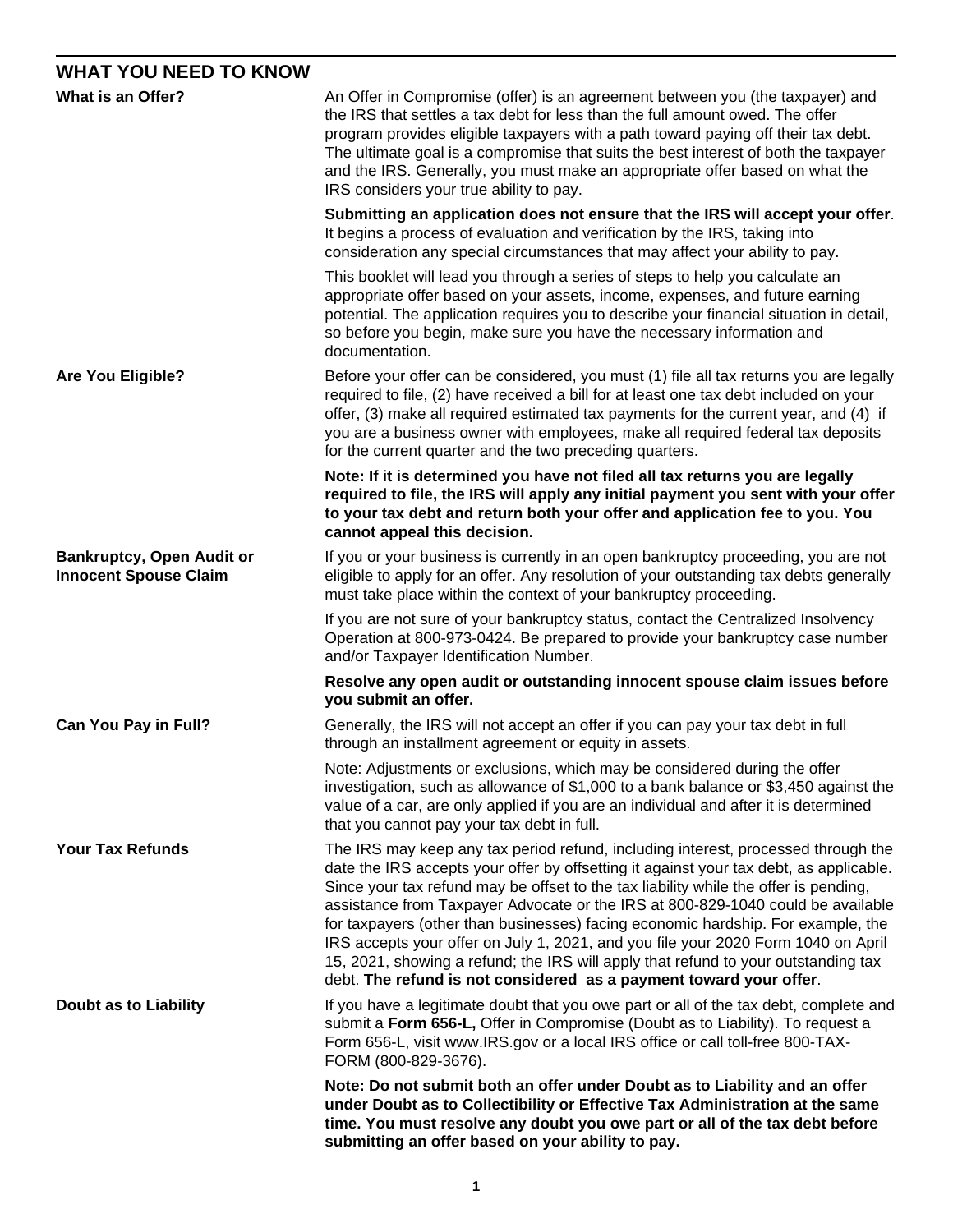## WHAT YOU NEED TO KNOW

### What is an Offer?

An Offer in Compromise (offer) is an agreement between you (the taxpayer) and the IRS that settles a tax debt for less than the full amount owed. The offer program provides eligible taxpayers with a path toward paying off their tax debt. The ultimate goal is a compromise that suits the best interest of both the taxpayer and the IRS. Generally, you must make an appropriate offer based on what the IRS considers your true ability to pay.

**Submitting an application does not ensure that the IRS will accept your offer**. It begins a process of evaluation and verification by the IRS, taking into consideration any special circumstances that may affect your ability to pay.

This booklet will lead you through a series of steps to help you calculate an appropriate offer based on your assets, income, expenses, and future earning potential. The application requires you to describe your financial situation in detail, so before you begin, make sure you have the necessary information and documentation.

### Are You Eligible?

Before your offer can be considered, you must (1) file all tax returns you are legally required to file, (2) have received a bill for at least one tax debt included on your offer, (3) make all required estimated tax payments for the current year, and (4) if you are a business owner with employees, make all required federal tax deposits for the current quarter and the two preceding quarters.

**Note: If it is determined you have not filed all tax returns you are legally required to file, the IRS will apply any initial payment you sent with your offer to your tax debt and return both your offer and application fee to you. You cannot appeal this decision.**

### Bankruptcy, Open Audit or Innocent Spouse Claim

If you or your business is currently in an open bankruptcy proceeding, you are not eligible to apply for an offer. Any resolution of your outstanding tax debts generally must take place within the context of your bankruptcy proceeding.

If you are not sure of your bankruptcy status, contact the Centralized Insolvency Operation at 800-973-0424. Be prepared to provide your bankruptcy case number and/or Taxpayer Identification Number.

**Resolve any open audit or outstanding innocent spouse claim issues before you submit an offer.**

### Can You Pay in Full?

Generally, the IRS will not accept an offer if you can pay your tax debt in full through an installment agreement or equity in assets.

Note: Adjustments or exclusions, which may be considered during the offer investigation, such as allowance of $1,000 to a bank balance or $3,450 against the value of a car, are only applied if you are an individual and after it is determined that you cannot pay your tax debt in full.

### Your Tax Refunds

The IRS may keep any tax period refund, including interest, processed through the date the IRS accepts your offer by offsetting it against your tax debt, as applicable. Since your tax refund may be offset to the tax liability while the offer is pending, assistance from Taxpayer Advocate or the IRS at 800-829-1040 could be available for taxpayers (other than businesses) facing economic hardship. For example, the IRS accepts your offer on July 1, 2021, and you file your 2020 Form 1040 on April 15, 2021, showing a refund; the IRS will apply that refund to your outstanding tax debt. **The refund is not considered as a payment toward your offer**.

### Doubt as to Liability

If you have a legitimate doubt that you owe part or all of the tax debt, complete and submit a **Form 656-L,** Offer in Compromise (Doubt as to Liability). To request a Form 656-L, visit www.IRS.gov or a local IRS office or call toll-free 800-TAX-FORM (800-829-3676).

**Note: Do not submit both an offer under Doubt as to Liability and an offer under Doubt as to Collectibility or Effective Tax Administration at the same time. You must resolve any doubt you owe part or all of the tax debt before submitting an offer based on your ability to pay.**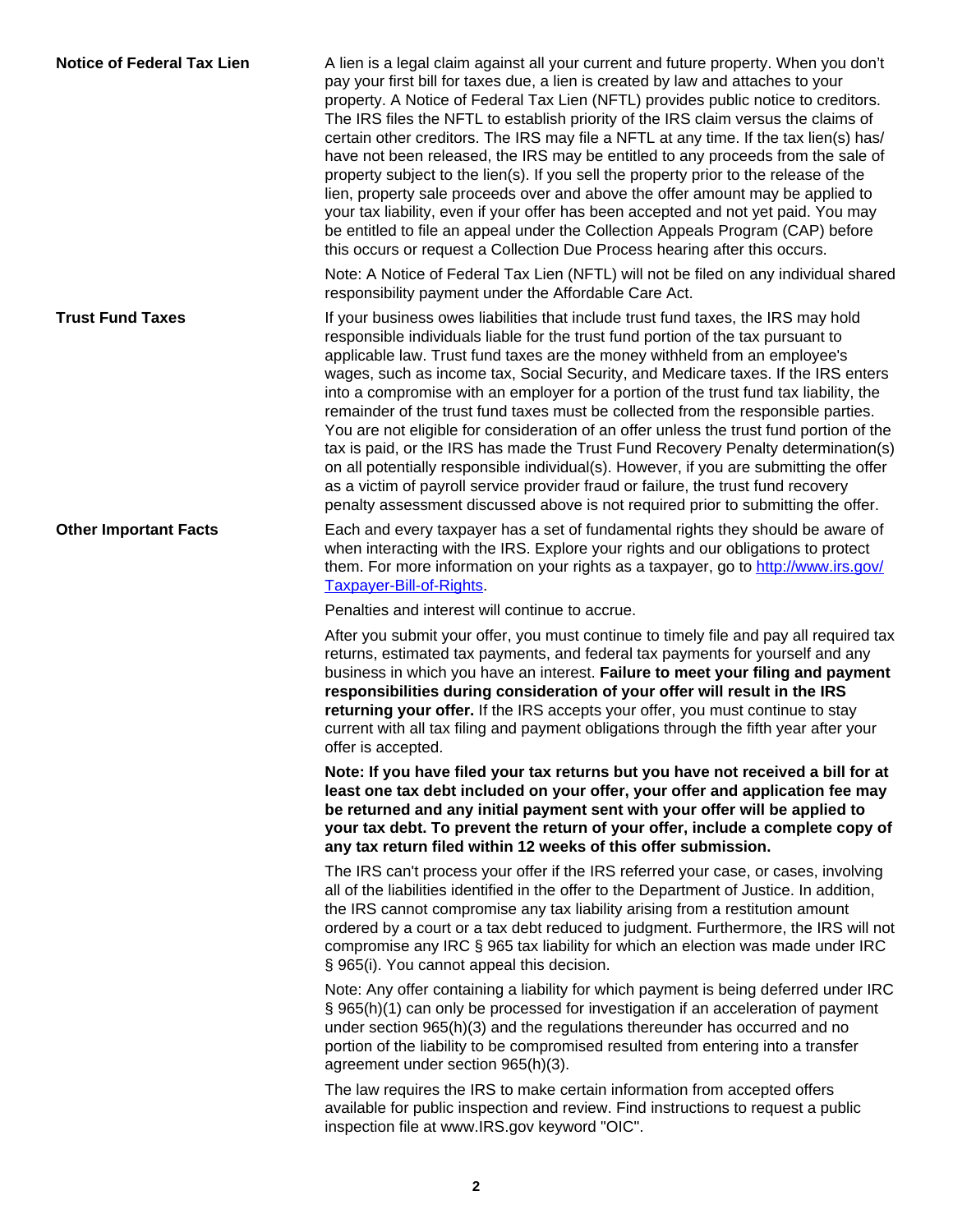### Notice of Federal Tax Lien

A lien is a legal claim against all your current and future property. When you don't pay your first bill for taxes due, a lien is created by law and attaches to your property. A Notice of Federal Tax Lien (NFTL) provides public notice to creditors. The IRS files the NFTL to establish priority of the IRS claim versus the claims of certain other creditors. The IRS may file a NFTL at any time. If the tax lien(s) has/have not been released, the IRS may be entitled to any proceeds from the sale of property subject to the lien(s). If you sell the property prior to the release of the lien, property sale proceeds over and above the offer amount may be applied to your tax liability, even if your offer has been accepted and not yet paid. You may be entitled to file an appeal under the Collection Appeals Program (CAP) before this occurs or request a Collection Due Process hearing after this occurs.

Note: A Notice of Federal Tax Lien (NFTL) will not be filed on any individual shared responsibility payment under the Affordable Care Act.

### Trust Fund Taxes

If your business owes liabilities that include trust fund taxes, the IRS may hold responsible individuals liable for the trust fund portion of the tax pursuant to applicable law. Trust fund taxes are the money withheld from an employee's wages, such as income tax, Social Security, and Medicare taxes. If the IRS enters into a compromise with an employer for a portion of the trust fund tax liability, the remainder of the trust fund taxes must be collected from the responsible parties. You are not eligible for consideration of an offer unless the trust fund portion of the tax is paid, or the IRS has made the Trust Fund Recovery Penalty determination(s) on all potentially responsible individual(s). However, if you are submitting the offer as a victim of payroll service provider fraud or failure, the trust fund recovery penalty assessment discussed above is not required prior to submitting the offer.

### Other Important Facts

Each and every taxpayer has a set of fundamental rights they should be aware of when interacting with the IRS. Explore your rights and our obligations to protect them. For more information on your rights as a taxpayer, go to [http://www.irs.gov/Taxpayer-Bill-of-Rights](http://www.irs.gov/Taxpayer-Bill-of-Rights).

Penalties and interest will continue to accrue.

After you submit your offer, you must continue to timely file and pay all required tax returns, estimated tax payments, and federal tax payments for yourself and any business in which you have an interest. **Failure to meet your filing and payment responsibilities during consideration of your offer will result in the IRS returning your offer.** If the IRS accepts your offer, you must continue to stay current with all tax filing and payment obligations through the fifth year after your offer is accepted.

**Note: If you have filed your tax returns but you have not received a bill for at least one tax debt included on your offer, your offer and application fee may be returned and any initial payment sent with your offer will be applied to your tax debt. To prevent the return of your offer, include a complete copy of any tax return filed within 12 weeks of this offer submission.**

The IRS can't process your offer if the IRS referred your case, or cases, involving all of the liabilities identified in the offer to the Department of Justice. In addition, the IRS cannot compromise any tax liability arising from a restitution amount ordered by a court or a tax debt reduced to judgment. Furthermore, the IRS will not compromise any IRC § 965 tax liability for which an election was made under IRC § 965(i). You cannot appeal this decision.

Note: Any offer containing a liability for which payment is being deferred under IRC § 965(h)(1) can only be processed for investigation if an acceleration of payment under section 965(h)(3) and the regulations thereunder has occurred and no portion of the liability to be compromised resulted from entering into a transfer agreement under section 965(h)(3).

The law requires the IRS to make certain information from accepted offers available for public inspection and review. Find instructions to request a public inspection file at www.IRS.gov keyword "OIC".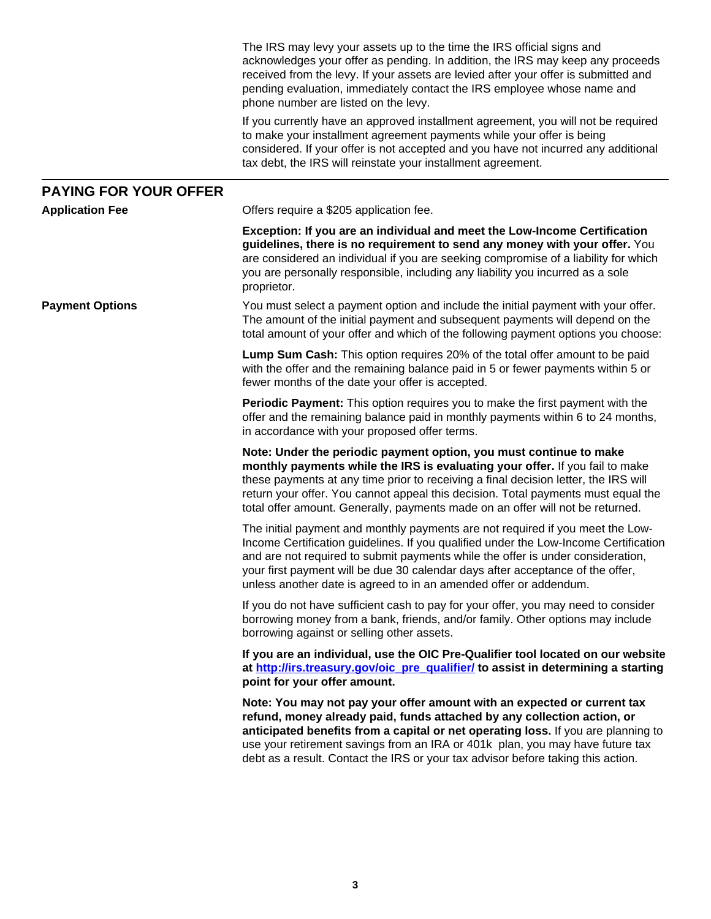The IRS may levy your assets up to the time the IRS official signs and acknowledges your offer as pending. In addition, the IRS may keep any proceeds received from the levy. If your assets are levied after your offer is submitted and pending evaluation, immediately contact the IRS employee whose name and phone number are listed on the levy.

If you currently have an approved installment agreement, you will not be required to make your installment agreement payments while your offer is being considered. If your offer is not accepted and you have not incurred any additional tax debt, the IRS will reinstate your installment agreement.

## PAYING FOR YOUR OFFER

**Application Fee**

Offers require a $205 application fee.

**Exception: If you are an individual and meet the Low-Income Certification guidelines, there is no requirement to send any money with your offer.** You are considered an individual if you are seeking compromise of a liability for which you are personally responsible, including any liability you incurred as a sole proprietor.

**Payment Options**

You must select a payment option and include the initial payment with your offer. The amount of the initial payment and subsequent payments will depend on the total amount of your offer and which of the following payment options you choose:

**Lump Sum Cash:** This option requires 20% of the total offer amount to be paid with the offer and the remaining balance paid in 5 or fewer payments within 5 or fewer months of the date your offer is accepted.

**Periodic Payment:** This option requires you to make the first payment with the offer and the remaining balance paid in monthly payments within 6 to 24 months, in accordance with your proposed offer terms.

**Note: Under the periodic payment option, you must continue to make monthly payments while the IRS is evaluating your offer.** If you fail to make these payments at any time prior to receiving a final decision letter, the IRS will return your offer. You cannot appeal this decision. Total payments must equal the total offer amount. Generally, payments made on an offer will not be returned.

The initial payment and monthly payments are not required if you meet the Low-Income Certification guidelines. If you qualified under the Low-Income Certification and are not required to submit payments while the offer is under consideration, your first payment will be due 30 calendar days after acceptance of the offer, unless another date is agreed to in an amended offer or addendum.

If you do not have sufficient cash to pay for your offer, you may need to consider borrowing money from a bank, friends, and/or family. Other options may include borrowing against or selling other assets.

**If you are an individual, use the OIC Pre-Qualifier tool located on our website at [http://irs.treasury.gov/oic_pre_qualifier/](http://irs.treasury.gov/oic_pre_qualifier/) to assist in determining a starting point for your offer amount.**

**Note: You may not pay your offer amount with an expected or current tax refund, money already paid, funds attached by any collection action, or anticipated benefits from a capital or net operating loss.** If you are planning to use your retirement savings from an IRA or 401k plan, you may have future tax debt as a result. Contact the IRS or your tax advisor before taking this action.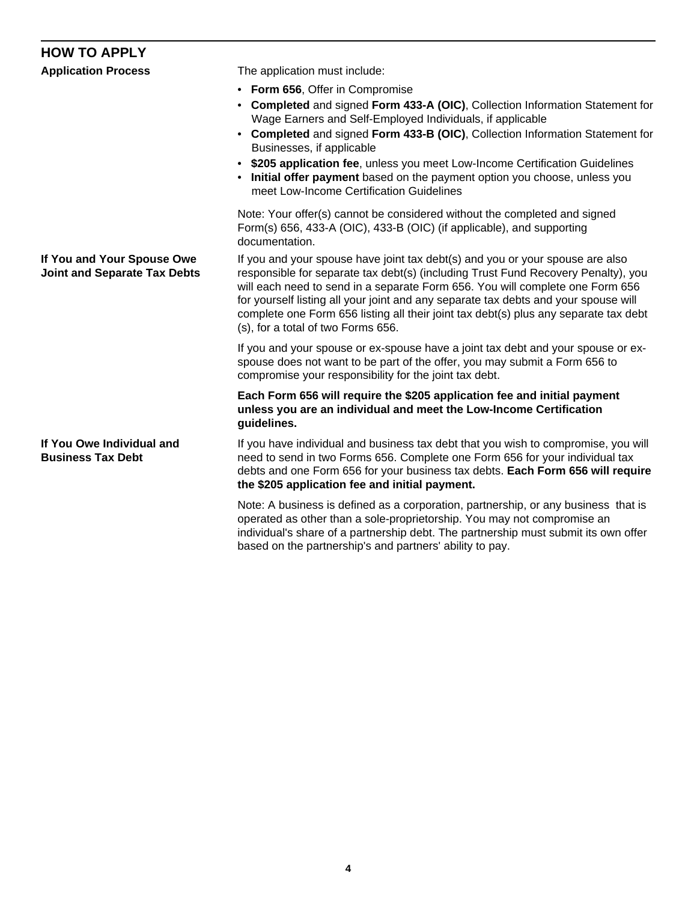## HOW TO APPLY

### Application Process

The application must include:

- **Form 656**, Offer in Compromise
- **Completed** and signed **Form 433-A (OIC)**, Collection Information Statement for Wage Earners and Self-Employed Individuals, if applicable
- **Completed** and signed **Form 433-B (OIC)**, Collection Information Statement for Businesses, if applicable
- **$205 application fee**, unless you meet Low-Income Certification Guidelines
- **Initial offer payment** based on the payment option you choose, unless you meet Low-Income Certification Guidelines

Note: Your offer(s) cannot be considered without the completed and signed Form(s) 656, 433-A (OIC), 433-B (OIC) (if applicable), and supporting documentation.

### If You and Your Spouse Owe Joint and Separate Tax Debts

If you and your spouse have joint tax debt(s) and you or your spouse are also responsible for separate tax debt(s) (including Trust Fund Recovery Penalty), you will each need to send in a separate Form 656. You will complete one Form 656 for yourself listing all your joint and any separate tax debts and your spouse will complete one Form 656 listing all their joint tax debt(s) plus any separate tax debt (s), for a total of two Forms 656.

If you and your spouse or ex-spouse have a joint tax debt and your spouse or ex-spouse does not want to be part of the offer, you may submit a Form 656 to compromise your responsibility for the joint tax debt.

**Each Form 656 will require the $205 application fee and initial payment unless you are an individual and meet the Low-Income Certification guidelines.**

### If You Owe Individual and Business Tax Debt

If you have individual and business tax debt that you wish to compromise, you will need to send in two Forms 656. Complete one Form 656 for your individual tax debts and one Form 656 for your business tax debts. **Each Form 656 will require the $205 application fee and initial payment.**

Note: A business is defined as a corporation, partnership, or any business that is operated as other than a sole-proprietorship. You may not compromise an individual's share of a partnership debt. The partnership must submit its own offer based on the partnership's and partners' ability to pay.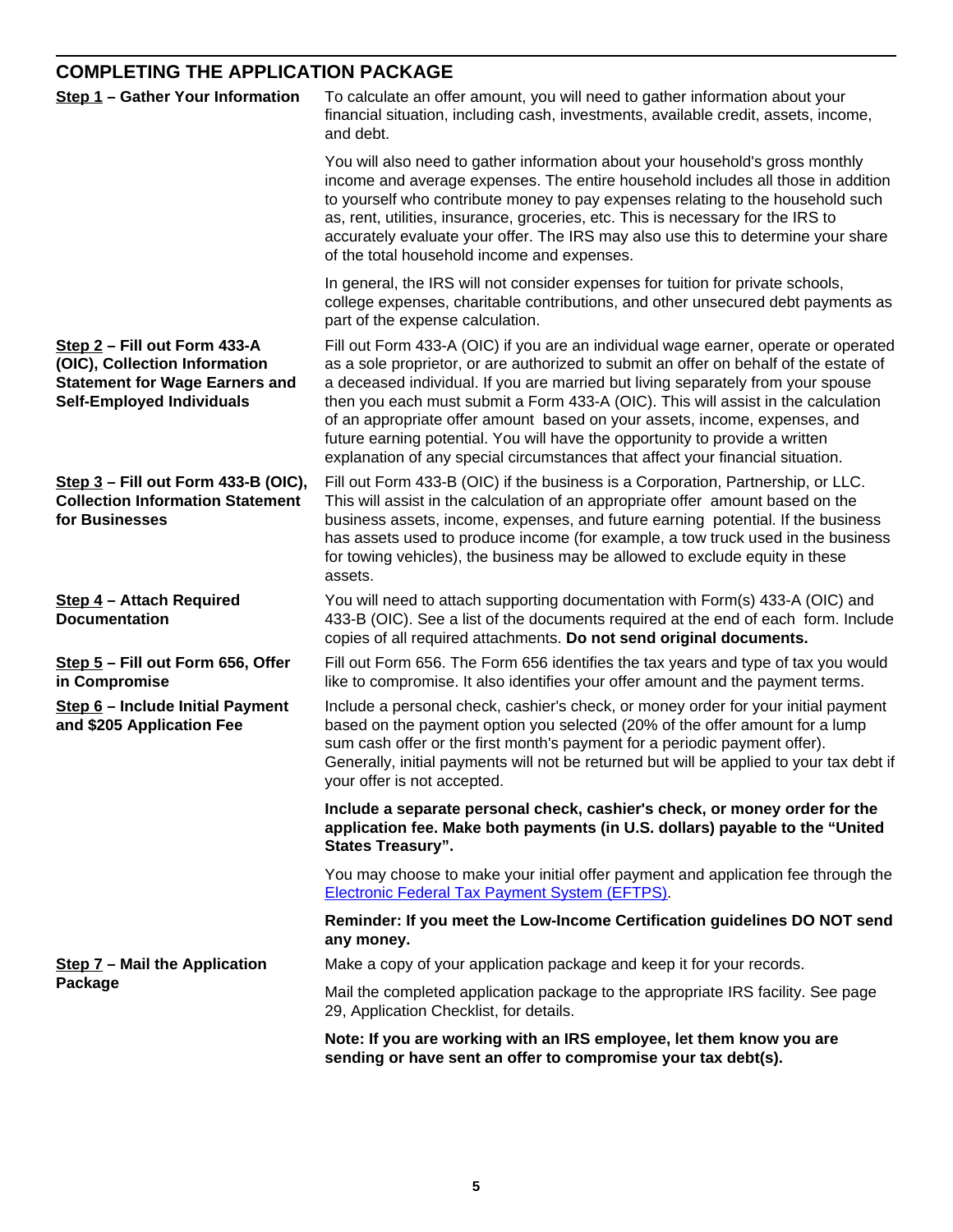## COMPLETING THE APPLICATION PACKAGE

**Step 1 – Gather Your Information**

To calculate an offer amount, you will need to gather information about your financial situation, including cash, investments, available credit, assets, income, and debt.

You will also need to gather information about your household's gross monthly income and average expenses. The entire household includes all those in addition to yourself who contribute money to pay expenses relating to the household such as, rent, utilities, insurance, groceries, etc. This is necessary for the IRS to accurately evaluate your offer. The IRS may also use this to determine your share of the total household income and expenses.

In general, the IRS will not consider expenses for tuition for private schools, college expenses, charitable contributions, and other unsecured debt payments as part of the expense calculation.

**Step 2 – Fill out Form 433-A (OIC), Collection Information Statement for Wage Earners and Self-Employed Individuals**

Fill out Form 433-A (OIC) if you are an individual wage earner, operate or operated as a sole proprietor, or are authorized to submit an offer on behalf of the estate of a deceased individual. If you are married but living separately from your spouse then you each must submit a Form 433-A (OIC). This will assist in the calculation of an appropriate offer amount based on your assets, income, expenses, and future earning potential. You will have the opportunity to provide a written explanation of any special circumstances that affect your financial situation.

**Step 3 – Fill out Form 433-B (OIC), Collection Information Statement for Businesses**

Fill out Form 433-B (OIC) if the business is a Corporation, Partnership, or LLC. This will assist in the calculation of an appropriate offer amount based on the business assets, income, expenses, and future earning potential. If the business has assets used to produce income (for example, a tow truck used in the business for towing vehicles), the business may be allowed to exclude equity in these assets.

**Step 4 – Attach Required Documentation**

You will need to attach supporting documentation with Form(s) 433-A (OIC) and 433-B (OIC). See a list of the documents required at the end of each form. Include copies of all required attachments. **Do not send original documents.**

**Step 5 – Fill out Form 656, Offer in Compromise**

Fill out Form 656. The Form 656 identifies the tax years and type of tax you would like to compromise. It also identifies your offer amount and the payment terms.

**Step 6 – Include Initial Payment and $205 Application Fee**

Include a personal check, cashier's check, or money order for your initial payment based on the payment option you selected (20% of the offer amount for a lump sum cash offer or the first month's payment for a periodic payment offer). Generally, initial payments will not be returned but will be applied to your tax debt if your offer is not accepted.

**Include a separate personal check, cashier's check, or money order for the application fee. Make both payments (in U.S. dollars) payable to the "United States Treasury".**

You may choose to make your initial offer payment and application fee through the Electronic Federal Tax Payment System (EFTPS).

**Reminder: If you meet the Low-Income Certification guidelines DO NOT send any money.**

**Step 7 – Mail the Application Package**

Make a copy of your application package and keep it for your records.

Mail the completed application package to the appropriate IRS facility. See page 29, Application Checklist, for details.

**Note: If you are working with an IRS employee, let them know you are sending or have sent an offer to compromise your tax debt(s).**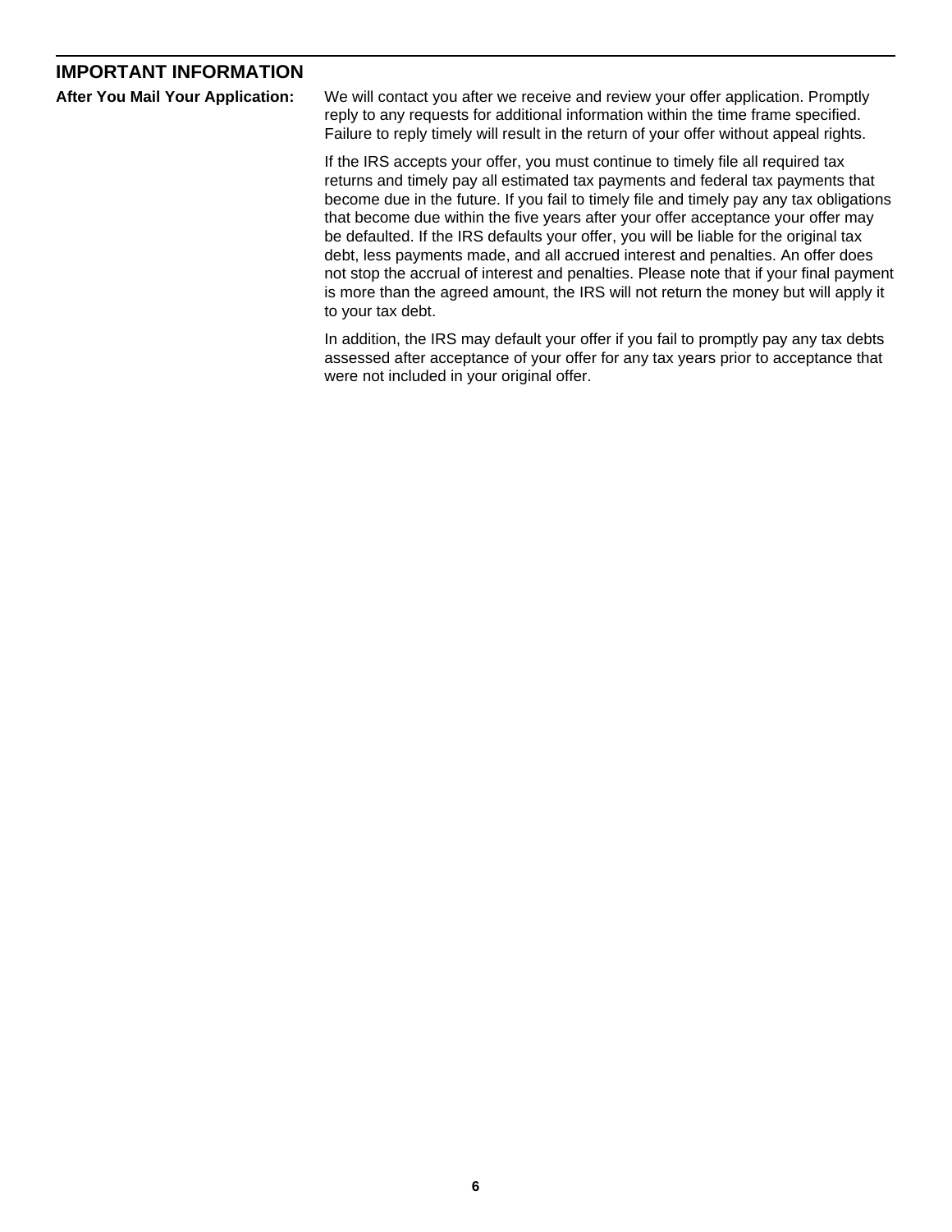## IMPORTANT INFORMATION

**After You Mail Your Application:**

We will contact you after we receive and review your offer application. Promptly reply to any requests for additional information within the time frame specified. Failure to reply timely will result in the return of your offer without appeal rights.

If the IRS accepts your offer, you must continue to timely file all required tax returns and timely pay all estimated tax payments and federal tax payments that become due in the future. If you fail to timely file and timely pay any tax obligations that become due within the five years after your offer acceptance your offer may be defaulted. If the IRS defaults your offer, you will be liable for the original tax debt, less payments made, and all accrued interest and penalties. An offer does not stop the accrual of interest and penalties. Please note that if your final payment is more than the agreed amount, the IRS will not return the money but will apply it to your tax debt.

In addition, the IRS may default your offer if you fail to promptly pay any tax debts assessed after acceptance of your offer for any tax years prior to acceptance that were not included in your original offer.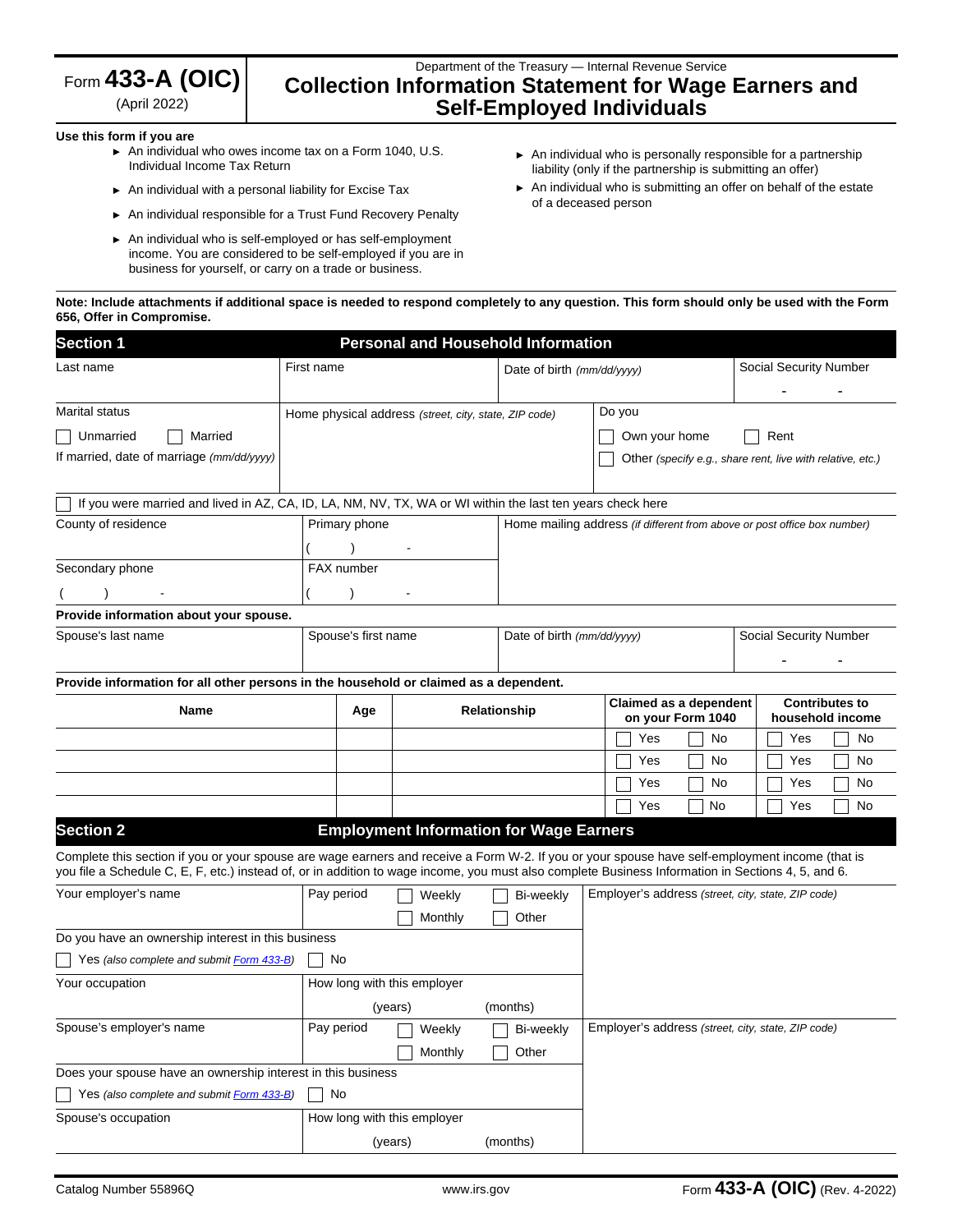Form **433-A (OIC)**
(April 2022)

Department of the Treasury — Internal Revenue Service

# Collection Information Statement for Wage Earners and Self-Employed Individuals

**Use this form if you are**

- ► An individual who owes income tax on a Form 1040, U.S. Individual Income Tax Return
- ► An individual with a personal liability for Excise Tax
- ► An individual responsible for a Trust Fund Recovery Penalty
- ► An individual who is self-employed or has self-employment income. You are considered to be self-employed if you are in business for yourself, or carry on a trade or business.
- ► An individual who is personally responsible for a partnership liability (only if the partnership is submitting an offer)
- ► An individual who is submitting an offer on behalf of the estate of a deceased person

**Note: Include attachments if additional space is needed to respond completely to any question. This form should only be used with the Form 656, Offer in Compromise.**

## Section 1 Personal and Household Information

| Last name | First name | Date of birth *(mm/dd/yyyy)* | Social Security Number |
|---|---|---|---|
| | | | - - |

| Marital status | Home physical address *(street, city, state, ZIP code)* | Do you |
|---|---|---|
| ☐ Unmarried ☐ Married | | ☐ Own your home ☐ Rent |
| If married, date of marriage *(mm/dd/yyyy)* | | ☐ Other *(specify e.g., share rent, live with relative, etc.)* |

☐ If you were married and lived in AZ, CA, ID, LA, NM, NV, TX, WA or WI within the last ten years check here

| County of residence | Primary phone | Home mailing address *(if different from above or post office box number)* |
|---|---|---|
| | ( ) - | |
| Secondary phone | FAX number | |
| ( ) - | ( ) - | |

**Provide information about your spouse.**

| Spouse's last name | Spouse's first name | Date of birth *(mm/dd/yyyy)* | Social Security Number |
|---|---|---|---|
| | | | - - |

**Provide information for all other persons in the household or claimed as a dependent.**

| Name | Age | Relationship | Claimed as a dependent on your Form 1040 | Contributes to household income |
|---|---|---|---|---|
| | | | ☐ Yes ☐ No | ☐ Yes ☐ No |
| | | | ☐ Yes ☐ No | ☐ Yes ☐ No |
| | | | ☐ Yes ☐ No | ☐ Yes ☐ No |
| | | | ☐ Yes ☐ No | ☐ Yes ☐ No |

## Section 2 Employment Information for Wage Earners

Complete this section if you or your spouse are wage earners and receive a Form W-2. If you or your spouse have self-employment income (that is you file a Schedule C, E, F, etc.) instead of, or in addition to wage income, you must also complete Business Information in Sections 4, 5, and 6.

| Your employer's name | Pay period | Employer's address *(street, city, state, ZIP code)* |
|---|---|---|
| | ☐ Weekly ☐ Bi-weekly ☐ Monthly ☐ Other | |
| Do you have an ownership interest in this business | | |
| ☐ Yes *(also complete and submit Form 433-B)* ☐ No | | |
| Your occupation | How long with this employer | |
| | (years) (months) | |

| Spouse's employer's name | Pay period | Employer's address *(street, city, state, ZIP code)* |
|---|---|---|
| | ☐ Weekly ☐ Bi-weekly ☐ Monthly ☐ Other | |
| Does your spouse have an ownership interest in this business | | |
| ☐ Yes *(also complete and submit Form 433-B)* ☐ No | | |
| Spouse's occupation | How long with this employer | |
| | (years) (months) | |

Catalog Number 55896Q www.irs.gov Form **433-A (OIC)** (Rev. 4-2022)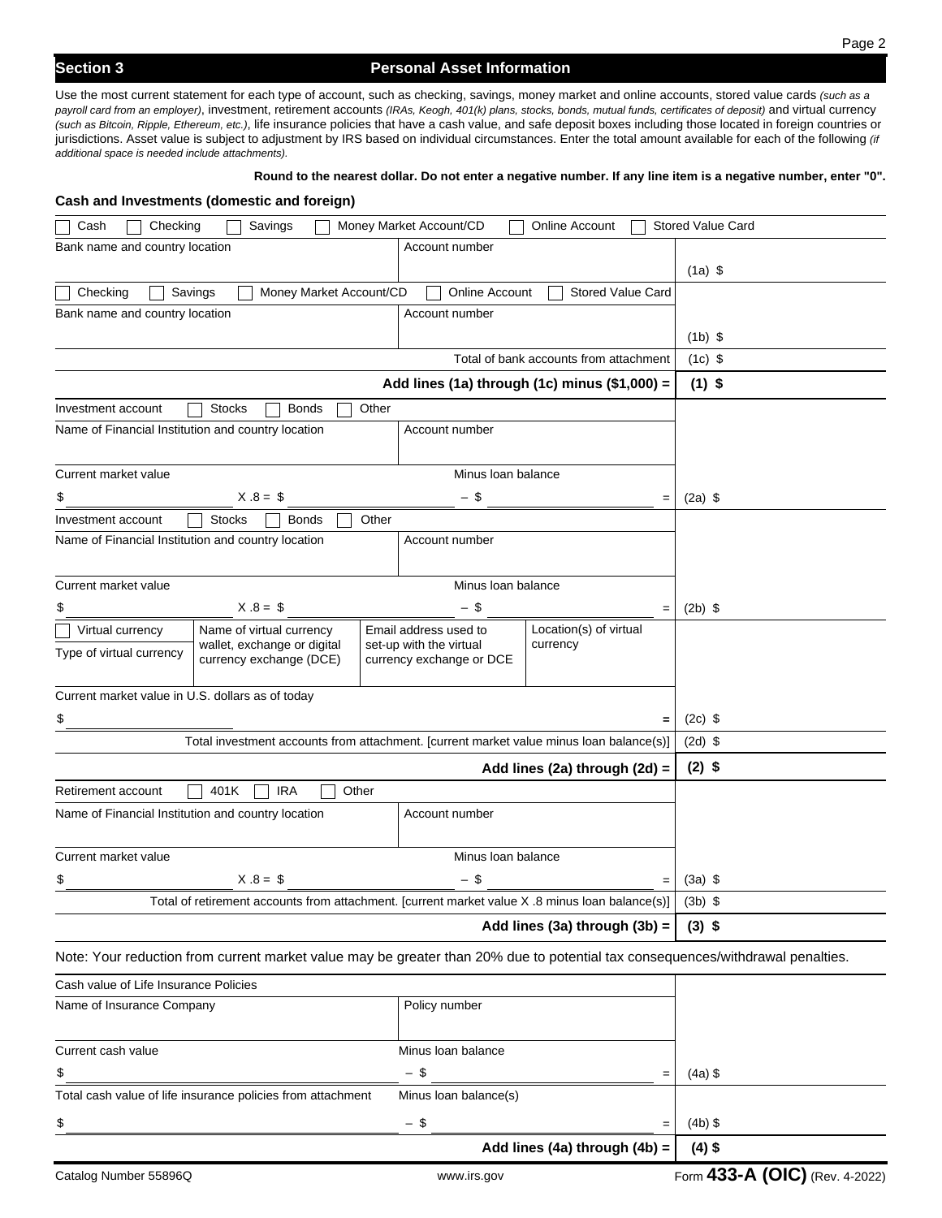## Section 3 — Personal Asset Information

Use the most current statement for each type of account, such as checking, savings, money market and online accounts, stored value cards *(such as a payroll card from an employer)*, investment, retirement accounts *(IRAs, Keogh, 401(k) plans, stocks, bonds, mutual funds, certificates of deposit)* and virtual currency *(such as Bitcoin, Ripple, Ethereum, etc.)*, life insurance policies that have a cash value, and safe deposit boxes including those located in foreign countries or jurisdictions. Asset value is subject to adjustment by IRS based on individual circumstances. Enter the total amount available for each of the following *(if additional space is needed include attachments).*

**Round to the nearest dollar. Do not enter a negative number. If any line item is a negative number, enter "0".**

### Cash and Investments (domestic and foreign)

| | | |
|---|---|---|
| ☐ Cash ☐ Checking ☐ Savings ☐ Money Market Account/CD ☐ Online Account ☐ Stored Value Card | | |
| Bank name and country location | Account number | (1a) $ |
| ☐ Checking ☐ Savings ☐ Money Market Account/CD ☐ Online Account ☐ Stored Value Card | | |
| Bank name and country location | Account number | (1b) $ |
| | Total of bank accounts from attachment | (1c) $ |
| | **Add lines (1a) through (1c) minus ($1,000) =** | **(1) $** |
| Investment account ☐ Stocks ☐ Bonds ☐ Other | | |
| Name of Financial Institution and country location | Account number | |
| Current market value $ ______ X .8 = $ ______ | Minus loan balance – $ ______ = | (2a) $ |
| Investment account ☐ Stocks ☐ Bonds ☐ Other | | |
| Name of Financial Institution and country location | Account number | |
| Current market value $ ______ X .8 = $ ______ | Minus loan balance – $ ______ = | (2b) $ |
| ☐ Virtual currency / Type of virtual currency · Name of virtual currency wallet, exchange or digital currency exchange (DCE) | Email address used to set-up with the virtual currency exchange or DCE · Location(s) of virtual currency | |
| Current market value in U.S. dollars as of today $ ______ | = | (2c) $ |
| | Total investment accounts from attachment. [current market value minus loan balance(s)] | (2d) $ |
| | **Add lines (2a) through (2d) =** | **(2) $** |
| Retirement account ☐ 401K ☐ IRA ☐ Other | | |
| Name of Financial Institution and country location | Account number | |
| Current market value $ ______ X .8 = $ ______ | Minus loan balance – $ ______ = | (3a) $ |
| | Total of retirement accounts from attachment. [current market value X .8 minus loan balance(s)] | (3b) $ |
| | **Add lines (3a) through (3b) =** | **(3) $** |

Note: Your reduction from current market value may be greater than 20% due to potential tax consequences/withdrawal penalties.

| | | |
|---|---|---|
| Cash value of Life Insurance Policies | | |
| Name of Insurance Company | Policy number | |
| Current cash value $ ______ | Minus loan balance – $ ______ = | (4a) $ |
| Total cash value of life insurance policies from attachment $ ______ | Minus loan balance(s) – $ ______ = | (4b) $ |
| | **Add lines (4a) through (4b) =** | **(4) $** |

Catalog Number 55896Q www.irs.gov Form **433-A (OIC)** (Rev. 4-2022)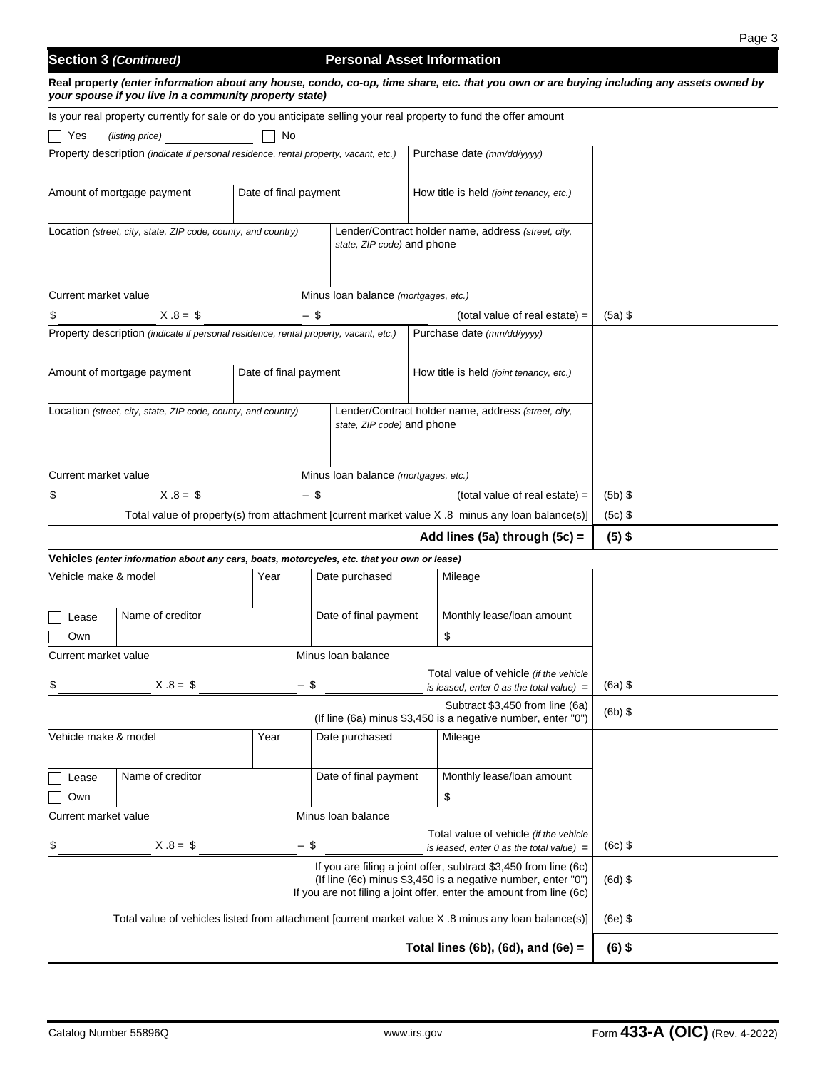## Section 3 *(Continued)* Personal Asset Information

**Real property** ***(enter information about any house, condo, co-op, time share, etc. that you own or are buying including any assets owned by your spouse if you live in a community property state)***

Is your real property currently for sale or do you anticipate selling your real property to fund the offer amount

☐ Yes *(listing price)* ______________ ☐ No

| Property description *(indicate if personal residence, rental property, vacant, etc.)* | | Purchase date *(mm/dd/yyyy)* | |
|---|---|---|---|
| Amount of mortgage payment | Date of final payment | How title is held *(joint tenancy, etc.)* | |
| Location *(street, city, state, ZIP code, county, and country)* | | Lender/Contract holder name, address *(street, city, state, ZIP code)* and phone | |
| Current market value $ ______ X .8 = $ ______ | Minus loan balance *(mortgages, etc.)* – $ ______ | (total value of real estate) = | (5a) $ |
| Property description *(indicate if personal residence, rental property, vacant, etc.)* | | Purchase date *(mm/dd/yyyy)* | |
| Amount of mortgage payment | Date of final payment | How title is held *(joint tenancy, etc.)* | |
| Location *(street, city, state, ZIP code, county, and country)* | | Lender/Contract holder name, address *(street, city, state, ZIP code)* and phone | |
| Current market value $ ______ X .8 = $ ______ | Minus loan balance *(mortgages, etc.)* – $ ______ | (total value of real estate) = | (5b) $ |
| Total value of property(s) from attachment [current market value X .8 minus any loan balance(s)] | | | (5c) $ |
| | | **Add lines (5a) through (5c) =** | **(5) $** |

**Vehicles** ***(enter information about any cars, boats, motorcycles, etc. that you own or lease)***

| Vehicle make & model | Year | Date purchased | Mileage | |
|---|---|---|---|---|
| ☐ Lease ☐ Own | Name of creditor | Date of final payment | Monthly lease/loan amount $ | |
| Current market value $ ______ X .8 = $ ______ | | Minus loan balance – $ ______ | Total value of vehicle *(if the vehicle is leased, enter 0 as the total value)* = | (6a) $ |
| | | | Subtract $3,450 from line (6a) (If line (6a) minus $3,450 is a negative number, enter "0") | (6b) $ |
| Vehicle make & model | Year | Date purchased | Mileage | |
| ☐ Lease ☐ Own | Name of creditor | Date of final payment | Monthly lease/loan amount $ | |
| Current market value $ ______ X .8 = $ ______ | | Minus loan balance – $ ______ | Total value of vehicle *(if the vehicle is leased, enter 0 as the total value)* = | (6c) $ |
| | | | If you are filing a joint offer, subtract $3,450 from line (6c) (If line (6c) minus $3,450 is a negative number, enter "0") If you are not filing a joint offer, enter the amount from line (6c) | (6d) $ |
| Total value of vehicles listed from attachment [current market value X .8 minus any loan balance(s)] | | | | (6e) $ |
| | | | **Total lines (6b), (6d), and (6e) =** | **(6) $** |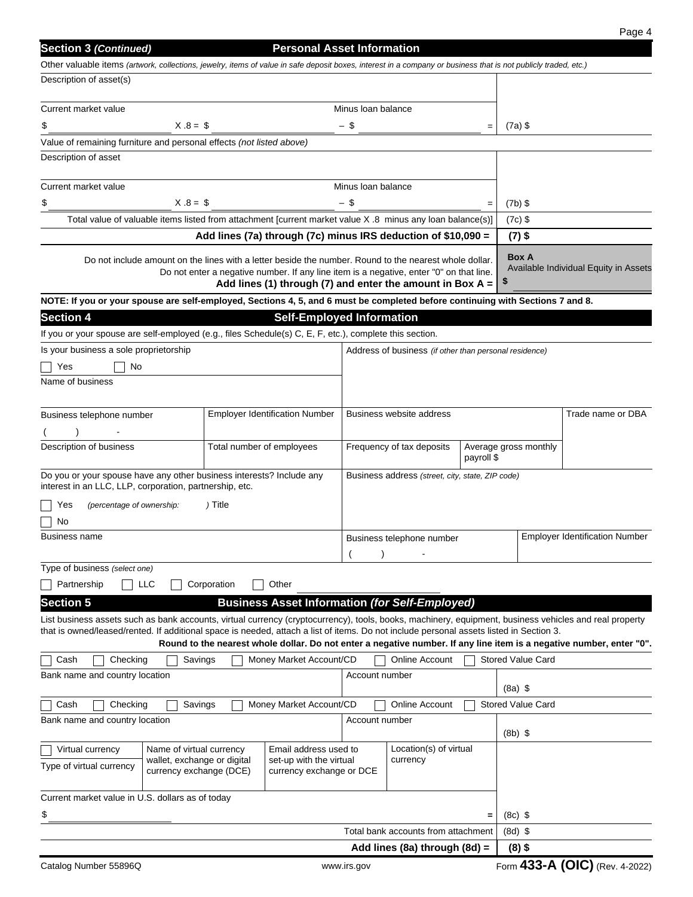## Section 3 *(Continued)* Personal Asset Information

Other valuable items *(artwork, collections, jewelry, items of value in safe deposit boxes, interest in a company or business that is not publicly traded, etc.)*

Description of asset(s)

| Current market value | | Minus loan balance | | |
|---|---|---|---|---|
| $ | X .8 = $ | – $ | = | (7a) $ |

Value of remaining furniture and personal effects *(not listed above)*

Description of asset

| Current market value | | Minus loan balance | | |
|---|---|---|---|---|
| $ | X .8 = $ | – $ | = | (7b) $ |

Total value of valuable items listed from attachment [current market value X .8 minus any loan balance(s)] (7c) $

**Add lines (7a) through (7c) minus IRS deduction of $10,090 = (7) $**

Do not include amount on the lines with a letter beside the number. Round to the nearest whole dollar. Do not enter a negative number. If any line item is a negative, enter "0" on that line.
**Add lines (1) through (7) and enter the amount in Box A =**

**Box A**
Available Individual Equity in Assets
**$**

**NOTE: If you or your spouse are self-employed, Sections 4, 5, and 6 must be completed before continuing with Sections 7 and 8.**

## Section 4 Self-Employed Information

If you or your spouse are self-employed (e.g., files Schedule(s) C, E, F, etc.), complete this section.

Is your business a sole proprietorship
☐ Yes ☐ No

Address of business *(if other than personal residence)*

Name of business

| Business telephone number | Employer Identification Number | Business website address | | Trade name or DBA |
|---|---|---|---|---|
| ( ) - | | | | |
| **Description of business** | **Total number of employees** | **Frequency of tax deposits** | **Average gross monthly payroll $** | |

Do you or your spouse have any other business interests? Include any interest in an LLC, LLP, corporation, partnership, etc.
☐ Yes *(percentage of ownership: )* Title
☐ No

Business address *(street, city, state, ZIP code)*

| Business name | Business telephone number | Employer Identification Number |
|---|---|---|
| | ( ) - | |

Type of business *(select one)*
☐ Partnership ☐ LLC ☐ Corporation ☐ Other ____________

## Section 5 Business Asset Information *(for Self-Employed)*

List business assets such as bank accounts, virtual currency (cryptocurrency), tools, books, machinery, equipment, business vehicles and real property that is owned/leased/rented. If additional space is needed, attach a list of items. Do not include personal assets listed in Section 3.

**Round to the nearest whole dollar. Do not enter a negative number. If any line item is a negative number, enter "0".**

☐ Cash ☐ Checking ☐ Savings ☐ Money Market Account/CD ☐ Online Account ☐ Stored Value Card

| Bank name and country location | Account number | (8a) $ |
|---|---|---|

☐ Cash ☐ Checking ☐ Savings ☐ Money Market Account/CD ☐ Online Account ☐ Stored Value Card

| Bank name and country location | Account number | (8b) $ |
|---|---|---|

| ☐ Virtual currency<br>Type of virtual currency | Name of virtual currency wallet, exchange or digital currency exchange (DCE) | Email address used to set-up with the virtual currency exchange or DCE | Location(s) of virtual currency |
|---|---|---|---|

Current market value in U.S. dollars as of today
$ = (8c) $

Total bank accounts from attachment (8d) $

**Add lines (8a) through (8d) = (8) $**

Catalog Number 55896Q www.irs.gov Form **433-A (OIC)** (Rev. 4-2022)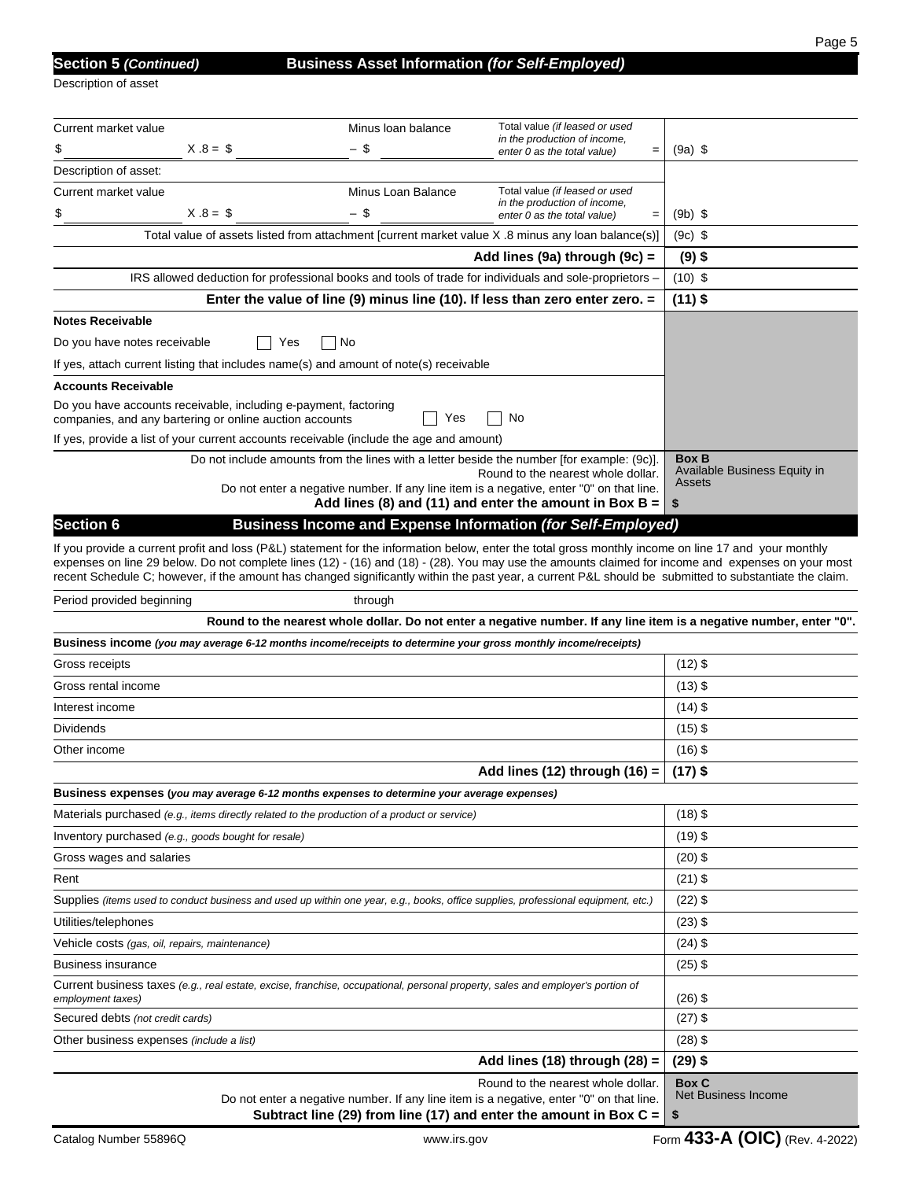## Section 5 *(Continued)* Business Asset Information *(for Self-Employed)*

Description of asset

| | | | |
|---|---|---|---|
| Current market value<br>$ ______ X .8 = $ ______ | Minus loan balance<br>– $ ______ | Total value *(if leased or used in the production of income, enter 0 as the total value)* = | (9a) $ |
| Description of asset: | | | |
| Current market value<br>$ ______ X .8 = $ ______ | Minus Loan Balance<br>– $ ______ | Total value *(if leased or used in the production of income, enter 0 as the total value)* = | (9b) $ |
| Total value of assets listed from attachment [current market value X .8 minus any loan balance(s)] | | | (9c) $ |
| | | **Add lines (9a) through (9c) =** | **(9) $** |
| IRS allowed deduction for professional books and tools of trade for individuals and sole-proprietors – | | | (10) $ |
| | | **Enter the value of line (9) minus line (10). If less than zero enter zero. =** | **(11) $** |

**Notes Receivable**

Do you have notes receivable ☐ Yes ☐ No

If yes, attach current listing that includes name(s) and amount of note(s) receivable

**Accounts Receivable**

Do you have accounts receivable, including e-payment, factoring companies, and any bartering or online auction accounts ☐ Yes ☐ No

If yes, provide a list of your current accounts receivable (include the age and amount)

Do not include amounts from the lines with a letter beside the number [for example: (9c)].
Round to the nearest whole dollar.
Do not enter a negative number. If any line item is a negative, enter "0" on that line.
**Add lines (8) and (11) and enter the amount in Box B =**

**Box B**
Available Business Equity in Assets
**$**

## Section 6 Business Income and Expense Information *(for Self-Employed)*

If you provide a current profit and loss (P&L) statement for the information below, enter the total gross monthly income on line 17 and your monthly expenses on line 29 below. Do not complete lines (12) - (16) and (18) - (28). You may use the amounts claimed for income and expenses on your most recent Schedule C; however, if the amount has changed significantly within the past year, a current P&L should be submitted to substantiate the claim.

Period provided beginning ______________ through ______________

**Round to the nearest whole dollar. Do not enter a negative number. If any line item is a negative number, enter "0".**

| **Business income** *(you may average 6-12 months income/receipts to determine your gross monthly income/receipts)* | |
|---|---|
| Gross receipts | (12) $ |
| Gross rental income | (13) $ |
| Interest income | (14) $ |
| Dividends | (15) $ |
| Other income | (16) $ |
| **Add lines (12) through (16) =** | **(17) $** |
| **Business expenses** *(you may average 6-12 months expenses to determine your average expenses)* | |
| Materials purchased *(e.g., items directly related to the production of a product or service)* | (18) $ |
| Inventory purchased *(e.g., goods bought for resale)* | (19) $ |
| Gross wages and salaries | (20) $ |
| Rent | (21) $ |
| Supplies *(items used to conduct business and used up within one year, e.g., books, office supplies, professional equipment, etc.)* | (22) $ |
| Utilities/telephones | (23) $ |
| Vehicle costs *(gas, oil, repairs, maintenance)* | (24) $ |
| Business insurance | (25) $ |
| Current business taxes *(e.g., real estate, excise, franchise, occupational, personal property, sales and employer's portion of employment taxes)* | (26) $ |
| Secured debts *(not credit cards)* | (27) $ |
| Other business expenses *(include a list)* | (28) $ |
| **Add lines (18) through (28) =** | **(29) $** |

Round to the nearest whole dollar.
Do not enter a negative number. If any line item is a negative, enter "0" on that line.
**Subtract line (29) from line (17) and enter the amount in Box C =**

**Box C**
Net Business Income
**$**

Catalog Number 55896Q www.irs.gov Form **433-A (OIC)** (Rev. 4-2022)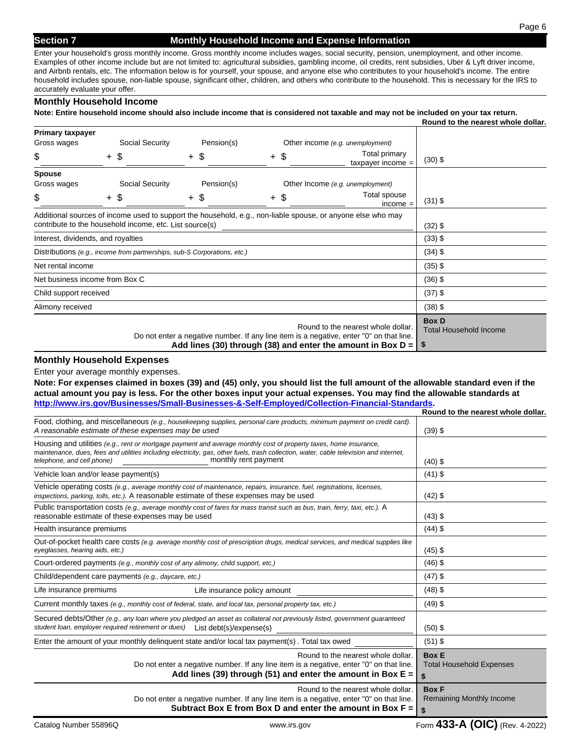## Section 7 Monthly Household Income and Expense Information

Enter your household's gross monthly income. Gross monthly income includes wages, social security, pension, unemployment, and other income. Examples of other income include but are not limited to: agricultural subsidies, gambling income, oil credits, rent subsidies, Uber & Lyft driver income, and Airbnb rentals, etc. The information below is for yourself, your spouse, and anyone else who contributes to your household's income. The entire household includes spouse, non-liable spouse, significant other, children, and others who contribute to the household. This is necessary for the IRS to accurately evaluate your offer.

### Monthly Household Income

**Note: Entire household income should also include income that is considered not taxable and may not be included on your tax return.**

**Round to the nearest whole dollar.**

| | |
|---|---|
| **Primary taxpayer**<br>Gross wages $ ______ + Social Security $ ______ + Pension(s) $ ______ + Other income *(e.g. unemployment)* $ ______ Total primary taxpayer income = | (30) $ |
| **Spouse**<br>Gross wages $ ______ + Social Security $ ______ + Pension(s) $ ______ + Other Income *(e.g. unemployment)* $ ______ Total spouse income = | (31) $ |
| Additional sources of income used to support the household, e.g., non-liable spouse, or anyone else who may contribute to the household income, etc. List source(s) ______ | (32) $ |
| Interest, dividends, and royalties | (33) $ |
| Distributions *(e.g., income from partnerships, sub-S Corporations, etc.)* | (34) $ |
| Net rental income | (35) $ |
| Net business income from Box C | (36) $ |
| Child support received | (37) $ |
| Alimony received | (38) $ |
| Round to the nearest whole dollar.<br>Do not enter a negative number. If any line item is a negative, enter "0" on that line.<br>**Add lines (30) through (38) and enter the amount in Box D =** | **Box D**<br>Total Household Income<br>**$** |

### Monthly Household Expenses

Enter your average monthly expenses.

**Note: For expenses claimed in boxes (39) and (45) only, you should list the full amount of the allowable standard even if the actual amount you pay is less. For the other boxes input your actual expenses. You may find the allowable standards at http://www.irs.gov/Businesses/Small-Businesses-&-Self-Employed/Collection-Financial-Standards.**

**Round to the nearest whole dollar.**

| | |
|---|---|
| Food, clothing, and miscellaneous *(e.g., housekeeping supplies, personal care products, minimum payment on credit card). A reasonable estimate of these expenses may be used* | (39) $ |
| Housing and utilities *(e.g., rent or mortgage payment and average monthly cost of property taxes, home insurance, maintenance, dues, fees and utilities including electricity, gas, other fuels, trash collection, water, cable television and internet, telephone, and cell phone)* ______ monthly rent payment | (40) $ |
| Vehicle loan and/or lease payment(s) | (41) $ |
| Vehicle operating costs *(e.g., average monthly cost of maintenance, repairs, insurance, fuel, registrations, licenses, inspections, parking, tolls, etc.).* A reasonable estimate of these expenses may be used | (42) $ |
| Public transportation costs *(e.g., average monthly cost of fares for mass transit such as bus, train, ferry, taxi, etc.).* A reasonable estimate of these expenses may be used | (43) $ |
| Health insurance premiums | (44) $ |
| Out-of-pocket health care costs *(e.g. average monthly cost of prescription drugs, medical services, and medical supplies like eyeglasses, hearing aids, etc.)* | (45) $ |
| Court-ordered payments *(e.g., monthly cost of any alimony, child support, etc.)* | (46) $ |
| Child/dependent care payments *(e.g., daycare, etc.)* | (47) $ |
| Life insurance premiums Life insurance policy amount ______ | (48) $ |
| Current monthly taxes *(e.g., monthly cost of federal, state, and local tax, personal property tax, etc.)* | (49) $ |
| Secured debts/Other *(e.g., any loan where you pledged an asset as collateral not previously listed, government guaranteed student loan, employer required retirement or dues)* List debt(s)/expense(s) ______ | (50) $ |
| Enter the amount of your monthly delinquent state and/or local tax payment(s). Total tax owed ______ | (51) $ |
| Round to the nearest whole dollar.<br>Do not enter a negative number. If any line item is a negative, enter "0" on that line.<br>**Add lines (39) through (51) and enter the amount in Box E =** | **Box E**<br>Total Household Expenses<br>**$** |
| Round to the nearest whole dollar.<br>Do not enter a negative number. If any line item is a negative, enter "0" on that line.<br>**Subtract Box E from Box D and enter the amount in Box F =** | **Box F**<br>Remaining Monthly Income<br>**$** |

Catalog Number 55896Q www.irs.gov Form **433-A (OIC)** (Rev. 4-2022)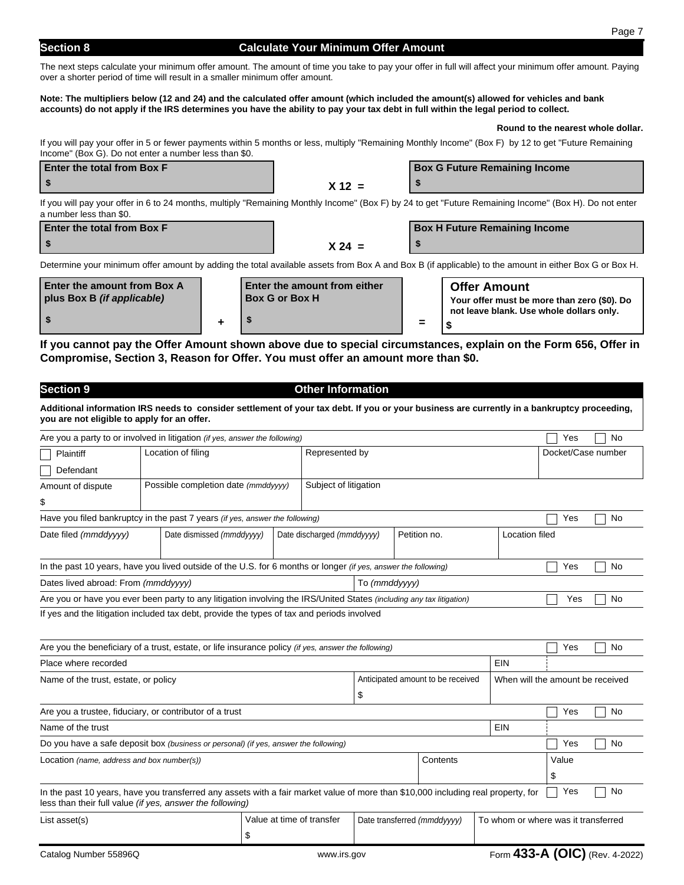## Section 8 — Calculate Your Minimum Offer Amount

The next steps calculate your minimum offer amount. The amount of time you take to pay your offer in full will affect your minimum offer amount. Paying over a shorter period of time will result in a smaller minimum offer amount.

**Note: The multipliers below (12 and 24) and the calculated offer amount (which included the amount(s) allowed for vehicles and bank accounts) do not apply if the IRS determines you have the ability to pay your tax debt in full within the legal period to collect.**

**Round to the nearest whole dollar.**

If you will pay your offer in 5 or fewer payments within 5 months or less, multiply "Remaining Monthly Income" (Box F) by 12 to get "Future Remaining Income" (Box G). Do not enter a number less than $0.

| Enter the total from Box F | | Box G Future Remaining Income |
|---|---|---|
| $ | X 12 = | $ |

If you will pay your offer in 6 to 24 months, multiply "Remaining Monthly Income" (Box F) by 24 to get "Future Remaining Income" (Box H). Do not enter a number less than $0.

| Enter the total from Box F | | Box H Future Remaining Income |
|---|---|---|
| $ | X 24 = | $ |

Determine your minimum offer amount by adding the total available assets from Box A and Box B (if applicable) to the amount in either Box G or Box H.

| Enter the amount from Box A plus Box B *(if applicable)* | | Enter the amount from either Box G or Box H | | **Offer Amount** Your offer must be more than zero ($0). Do not leave blank. Use whole dollars only. |
|---|---|---|---|---|
| $ | + | $ | = | $ |

**If you cannot pay the Offer Amount shown above due to special circumstances, explain on the Form 656, Offer in Compromise, Section 3, Reason for Offer. You must offer an amount more than $0.**

## Section 9 — Other Information

**Additional information IRS needs to consider settlement of your tax debt. If you or your business are currently in a bankruptcy proceeding, you are not eligible to apply for an offer.**

Are you a party to or involved in litigation *(if yes, answer the following)* ☐ Yes ☐ No

| ☐ Plaintiff ☐ Defendant | Location of filing | Represented by | Docket/Case number |
|---|---|---|---|
| Amount of dispute $ | Possible completion date *(mmddyyyy)* | Subject of litigation | |

Have you filed bankruptcy in the past 7 years *(if yes, answer the following)* ☐ Yes ☐ No

| Date filed *(mmddyyyy)* | Date dismissed *(mmddyyyy)* | Date discharged *(mmddyyyy)* | Petition no. | Location filed |
|---|---|---|---|---|
| | | | | |

In the past 10 years, have you lived outside of the U.S. for 6 months or longer *(if yes, answer the following)* ☐ Yes ☐ No

| Dates lived abroad: From *(mmddyyyy)* | To *(mmddyyyy)* |
|---|---|
| | |

Are you or have you ever been party to any litigation involving the IRS/United States *(including any tax litigation)* ☐ Yes ☐ No

If yes and the litigation included tax debt, provide the types of tax and periods involved

Are you the beneficiary of a trust, estate, or life insurance policy *(if yes, answer the following)* ☐ Yes ☐ No

| Place where recorded | | EIN |
|---|---|---|
| Name of the trust, estate, or policy | Anticipated amount to be received $ | When will the amount be received |

Are you a trustee, fiduciary, or contributor of a trust ☐ Yes ☐ No

| Name of the trust | EIN |
|---|---|
| | |

Do you have a safe deposit box *(business or personal) (if yes, answer the following)* ☐ Yes ☐ No

| Location *(name, address and box number(s))* | Contents | Value |
|---|---|---|
| | | $ |

In the past 10 years, have you transferred any assets with a fair market value of more than $10,000 including real property, for less than their full value *(if yes, answer the following)* ☐ Yes ☐ No

| List asset(s) | Value at time of transfer | Date transferred *(mmddyyyy)* | To whom or where was it transferred |
|---|---|---|---|
| | $ | | |

Catalog Number 55896Q www.irs.gov Form **433-A (OIC)** (Rev. 4-2022)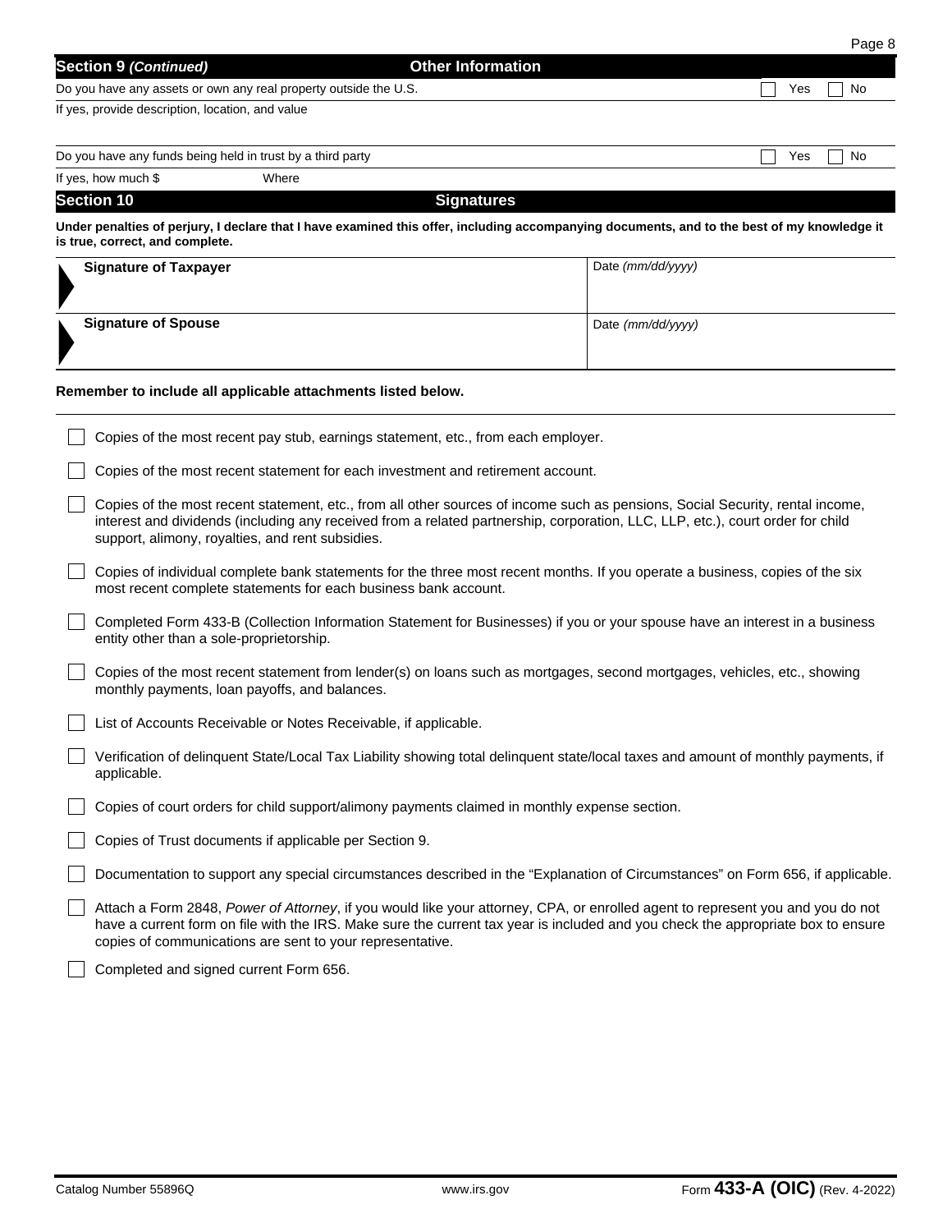## Section 9 *(Continued)* Other Information

Do you have any assets or own any real property outside the U.S. ☐ Yes ☐ No

If yes, provide description, location, and value

Do you have any funds being held in trust by a third party ☐ Yes ☐ No

If yes, how much $ Where

## Section 10 Signatures

**Under penalties of perjury, I declare that I have examined this offer, including accompanying documents, and to the best of my knowledge it is true, correct, and complete.**

| Signature of Taxpayer | Date *(mm/dd/yyyy)* |
|---|---|
| **Signature of Spouse** | Date *(mm/dd/yyyy)* |

**Remember to include all applicable attachments listed below.**

- ☐ Copies of the most recent pay stub, earnings statement, etc., from each employer.
- ☐ Copies of the most recent statement for each investment and retirement account.
- ☐ Copies of the most recent statement, etc., from all other sources of income such as pensions, Social Security, rental income, interest and dividends (including any received from a related partnership, corporation, LLC, LLP, etc.), court order for child support, alimony, royalties, and rent subsidies.
- ☐ Copies of individual complete bank statements for the three most recent months. If you operate a business, copies of the six most recent complete statements for each business bank account.
- ☐ Completed Form 433-B (Collection Information Statement for Businesses) if you or your spouse have an interest in a business entity other than a sole-proprietorship.
- ☐ Copies of the most recent statement from lender(s) on loans such as mortgages, second mortgages, vehicles, etc., showing monthly payments, loan payoffs, and balances.
- ☐ List of Accounts Receivable or Notes Receivable, if applicable.
- ☐ Verification of delinquent State/Local Tax Liability showing total delinquent state/local taxes and amount of monthly payments, if applicable.
- ☐ Copies of court orders for child support/alimony payments claimed in monthly expense section.
- ☐ Copies of Trust documents if applicable per Section 9.
- ☐ Documentation to support any special circumstances described in the "Explanation of Circumstances" on Form 656, if applicable.
- ☐ Attach a Form 2848, *Power of Attorney*, if you would like your attorney, CPA, or enrolled agent to represent you and you do not have a current form on file with the IRS. Make sure the current tax year is included and you check the appropriate box to ensure copies of communications are sent to your representative.
- ☐ Completed and signed current Form 656.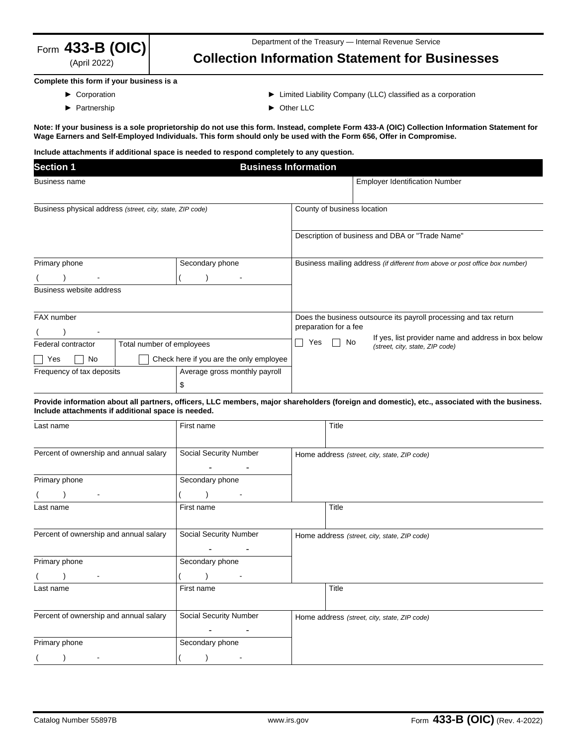Form **433-B (OIC)**
(April 2022)

Department of the Treasury — Internal Revenue Service

# Collection Information Statement for Businesses

**Complete this form if your business is a**

- ► Corporation
- ► Partnership
- ► Limited Liability Company (LLC) classified as a corporation
- ► Other LLC

**Note: If your business is a sole proprietorship do not use this form. Instead, complete Form 433-A (OIC) Collection Information Statement for Wage Earners and Self-Employed Individuals. This form should only be used with the Form 656, Offer in Compromise.**

**Include attachments if additional space is needed to respond completely to any question.**

## Section 1 Business Information

| Business name | | Employer Identification Number |
|---|---|---|
| Business physical address *(street, city, state, ZIP code)* | | County of business location |
| | | Description of business and DBA or "Trade Name" |
| Primary phone ( ) - | Secondary phone ( ) - | Business mailing address *(if different from above or post office box number)* |
| Business website address | | |
| FAX number ( ) - | | Does the business outsource its payroll processing and tax return preparation for a fee ☐ Yes ☐ No If yes, list provider name and address in box below *(street, city, state, ZIP code)* |
| Federal contractor ☐ Yes ☐ No | Total number of employees ☐ Check here if you are the only employee | |
| Frequency of tax deposits | Average gross monthly payroll $ | |

**Provide information about all partners, officers, LLC members, major shareholders (foreign and domestic), etc., associated with the business. Include attachments if additional space is needed.**

| Last name | First name | Title |
|---|---|---|
| Percent of ownership and annual salary | Social Security Number - - | Home address *(street, city, state, ZIP code)* |
| Primary phone ( ) - | Secondary phone ( ) - | |

| Last name | First name | Title |
|---|---|---|
| Percent of ownership and annual salary | Social Security Number - - | Home address *(street, city, state, ZIP code)* |
| Primary phone ( ) - | Secondary phone ( ) - | |

| Last name | First name | Title |
|---|---|---|
| Percent of ownership and annual salary | Social Security Number - - | Home address *(street, city, state, ZIP code)* |
| Primary phone ( ) - | Secondary phone ( ) - | |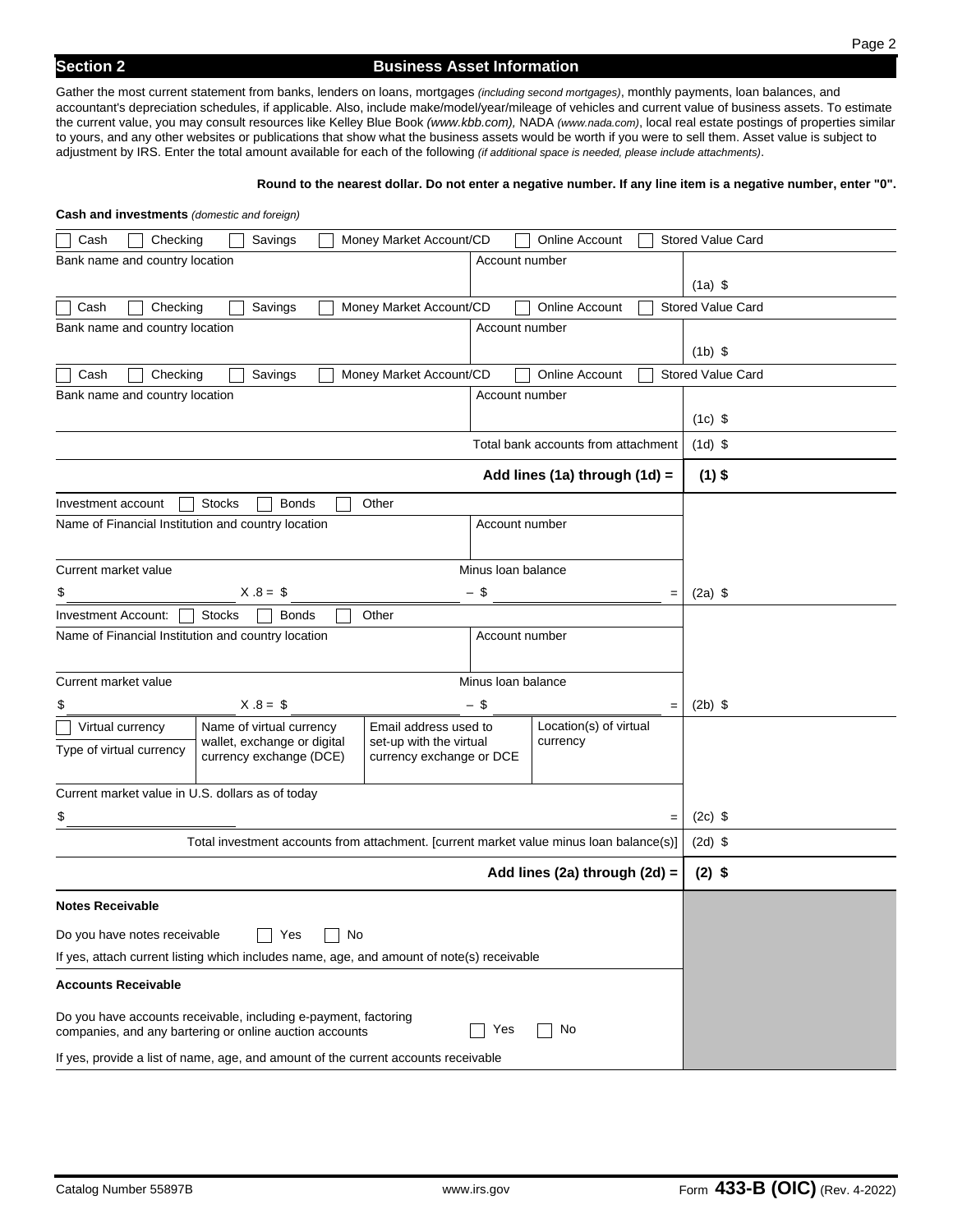## Section 2 — Business Asset Information

Gather the most current statement from banks, lenders on loans, mortgages *(including second mortgages)*, monthly payments, loan balances, and accountant's depreciation schedules, if applicable. Also, include make/model/year/mileage of vehicles and current value of business assets. To estimate the current value, you may consult resources like Kelley Blue Book *(www.kbb.com),* NADA *(www.nada.com)*, local real estate postings of properties similar to yours, and any other websites or publications that show what the business assets would be worth if you were to sell them. Asset value is subject to adjustment by IRS. Enter the total amount available for each of the following *(if additional space is needed, please include attachments)*.

**Round to the nearest dollar. Do not enter a negative number. If any line item is a negative number, enter "0".**

**Cash and investments** *(domestic and foreign)*

| | | |
|---|---|---|
| ☐ Cash ☐ Checking ☐ Savings ☐ Money Market Account/CD ☐ Online Account ☐ Stored Value Card | | |
| Bank name and country location | Account number | (1a) $ |
| ☐ Cash ☐ Checking ☐ Savings ☐ Money Market Account/CD ☐ Online Account ☐ Stored Value Card | | |
| Bank name and country location | Account number | (1b) $ |
| ☐ Cash ☐ Checking ☐ Savings ☐ Money Market Account/CD ☐ Online Account ☐ Stored Value Card | | |
| Bank name and country location | Account number | (1c) $ |
| | Total bank accounts from attachment | (1d) $ |
| | **Add lines (1a) through (1d) =** | **(1) $** |

| | | |
|---|---|---|
| Investment account ☐ Stocks ☐ Bonds ☐ Other | | |
| Name of Financial Institution and country location | Account number | |
| Current market value $ ______ X .8 = $ ______ | Minus loan balance – $ ______ = | (2a) $ |
| Investment Account: ☐ Stocks ☐ Bonds ☐ Other | | |
| Name of Financial Institution and country location | Account number | |
| Current market value $ ______ X .8 = $ ______ | Minus loan balance – $ ______ = | (2b) $ |

| | | | | |
|---|---|---|---|---|
| ☐ Virtual currency<br>Type of virtual currency | Name of virtual currency wallet, exchange or digital currency exchange (DCE) | Email address used to set-up with the virtual currency exchange or DCE | Location(s) of virtual currency | |
| Current market value in U.S. dollars as of today $ ______ = | | | | (2c) $ |
| Total investment accounts from attachment. [current market value minus loan balance(s)] | | | | (2d) $ |
| | | | **Add lines (2a) through (2d) =** | **(2) $** |

**Notes Receivable**

Do you have notes receivable ☐ Yes ☐ No

If yes, attach current listing which includes name, age, and amount of note(s) receivable

**Accounts Receivable**

Do you have accounts receivable, including e-payment, factoring companies, and any bartering or online auction accounts ☐ Yes ☐ No

If yes, provide a list of name, age, and amount of the current accounts receivable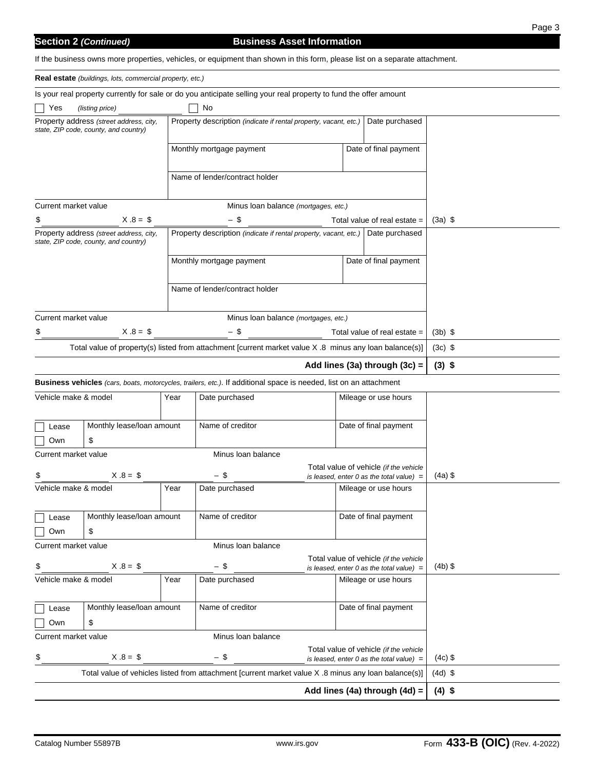## Section 2 *(Continued)* Business Asset Information

If the business owns more properties, vehicles, or equipment than shown in this form, please list on a separate attachment.

**Real estate** *(buildings, lots, commercial property, etc.)*

Is your real property currently for sale or do you anticipate selling your real property to fund the offer amount

☐ Yes *(listing price)* ______________ ☐ No

| Property address *(street address, city, state, ZIP code, county, and country)* | Property description *(indicate if rental property, vacant, etc.)* | Date purchased | |
|---|---|---|---|
| | Monthly mortgage payment | Date of final payment | |
| | Name of lender/contract holder | | |
| Current market value | Minus loan balance *(mortgages, etc.)* | | |
| $ ______ X .8 = $ ______ | – $ ______ | Total value of real estate = | (3a) $ |

| Property address *(street address, city, state, ZIP code, county, and country)* | Property description *(indicate if rental property, vacant, etc.)* | Date purchased | |
|---|---|---|---|
| | Monthly mortgage payment | Date of final payment | |
| | Name of lender/contract holder | | |
| Current market value | Minus loan balance *(mortgages, etc.)* | | |
| $ ______ X .8 = $ ______ | – $ ______ | Total value of real estate = | (3b) $ |

Total value of property(s) listed from attachment [current market value X .8 minus any loan balance(s)] (3c) $

**Add lines (3a) through (3c) = (3) $**

**Business vehicles** *(cars, boats, motorcycles, trailers, etc.)*. If additional space is needed, list on an attachment

| Vehicle make & model | Year | Date purchased | Mileage or use hours | |
|---|---|---|---|---|
| ☐ Lease ☐ Own | Monthly lease/loan amount $ | Name of creditor | Date of final payment | |
| Current market value | | Minus loan balance | | |
| $ ______ X .8 = $ ______ | | – $ ______ | Total value of vehicle *(if the vehicle is leased, enter 0 as the total value)* = | (4a) $ |

| Vehicle make & model | Year | Date purchased | Mileage or use hours | |
|---|---|---|---|---|
| ☐ Lease ☐ Own | Monthly lease/loan amount $ | Name of creditor | Date of final payment | |
| Current market value | | Minus loan balance | | |
| $ ______ X .8 = $ ______ | | – $ ______ | Total value of vehicle *(if the vehicle is leased, enter 0 as the total value)* = | (4b) $ |

| Vehicle make & model | Year | Date purchased | Mileage or use hours | |
|---|---|---|---|---|
| ☐ Lease ☐ Own | Monthly lease/loan amount $ | Name of creditor | Date of final payment | |
| Current market value | | Minus loan balance | | |
| $ ______ X .8 = $ ______ | | – $ ______ | Total value of vehicle *(if the vehicle is leased, enter 0 as the total value)* = | (4c) $ |

Total value of vehicles listed from attachment [current market value X .8 minus any loan balance(s)] (4d) $

**Add lines (4a) through (4d) = (4) $**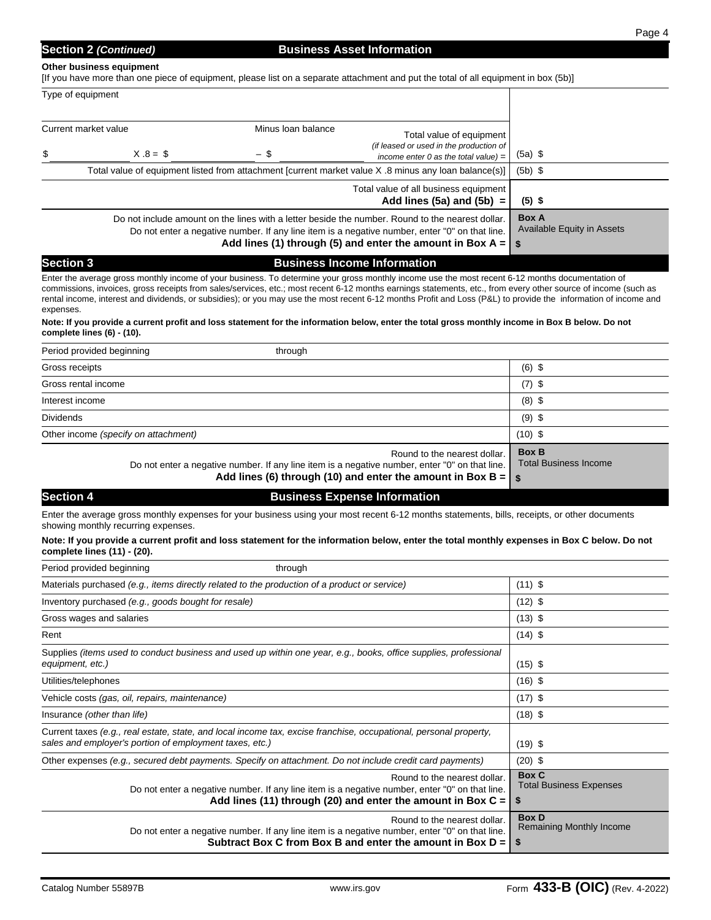## Section 2 *(Continued)* Business Asset Information

**Other business equipment**

[If you have more than one piece of equipment, please list on a separate attachment and put the total of all equipment in box (5b)]

| Type of equipment | | | |
|---|---|---|---|
| Current market value | Minus loan balance | Total value of equipment *(if leased or used in the production of income enter 0 as the total value)* = | |
| $ ______ X .8 = $ ______ | – $ ______ | | (5a) $ |
| Total value of equipment listed from attachment [current market value X .8 minus any loan balance(s)] | | | (5b) $ |
| Total value of all business equipment **Add lines (5a) and (5b) =** | | | **(5) $** |
| Do not include amount on the lines with a letter beside the number. Round to the nearest dollar. Do not enter a negative number. If any line item is a negative number, enter "0" on that line. **Add lines (1) through (5) and enter the amount in Box A =** | | | **Box A** Available Equity in Assets **$** |

## Section 3 Business Income Information

Enter the average gross monthly income of your business. To determine your gross monthly income use the most recent 6-12 months documentation of commissions, invoices, gross receipts from sales/services, etc.; most recent 6-12 months earnings statements, etc., from every other source of income (such as rental income, interest and dividends, or subsidies); or you may use the most recent 6-12 months Profit and Loss (P&L) to provide the information of income and expenses.

**Note: If you provide a current profit and loss statement for the information below, enter the total gross monthly income in Box B below. Do not complete lines (6) - (10).**

| Period provided beginning ______ through ______ | |
|---|---|
| Gross receipts | (6) $ |
| Gross rental income | (7) $ |
| Interest income | (8) $ |
| Dividends | (9) $ |
| Other income *(specify on attachment)* | (10) $ |
| Round to the nearest dollar. Do not enter a negative number. If any line item is a negative number, enter "0" on that line. **Add lines (6) through (10) and enter the amount in Box B =** | **Box B** Total Business Income **$** |

## Section 4 Business Expense Information

Enter the average gross monthly expenses for your business using your most recent 6-12 months statements, bills, receipts, or other documents showing monthly recurring expenses.

**Note: If you provide a current profit and loss statement for the information below, enter the total monthly expenses in Box C below. Do not complete lines (11) - (20).**

| Period provided beginning ______ through ______ | |
|---|---|
| Materials purchased *(e.g., items directly related to the production of a product or service)* | (11) $ |
| Inventory purchased *(e.g., goods bought for resale)* | (12) $ |
| Gross wages and salaries | (13) $ |
| Rent | (14) $ |
| Supplies *(items used to conduct business and used up within one year, e.g., books, office supplies, professional equipment, etc.)* | (15) $ |
| Utilities/telephones | (16) $ |
| Vehicle costs *(gas, oil, repairs, maintenance)* | (17) $ |
| Insurance *(other than life)* | (18) $ |
| Current taxes *(e.g., real estate, state, and local income tax, excise franchise, occupational, personal property, sales and employer's portion of employment taxes, etc.)* | (19) $ |
| Other expenses *(e.g., secured debt payments. Specify on attachment. Do not include credit card payments)* | (20) $ |
| Round to the nearest dollar. Do not enter a negative number. If any line item is a negative number, enter "0" on that line. **Add lines (11) through (20) and enter the amount in Box C =** | **Box C** Total Business Expenses **$** |
| Round to the nearest dollar. Do not enter a negative number. If any line item is a negative number, enter "0" on that line. **Subtract Box C from Box B and enter the amount in Box D =** | **Box D** Remaining Monthly Income **$** |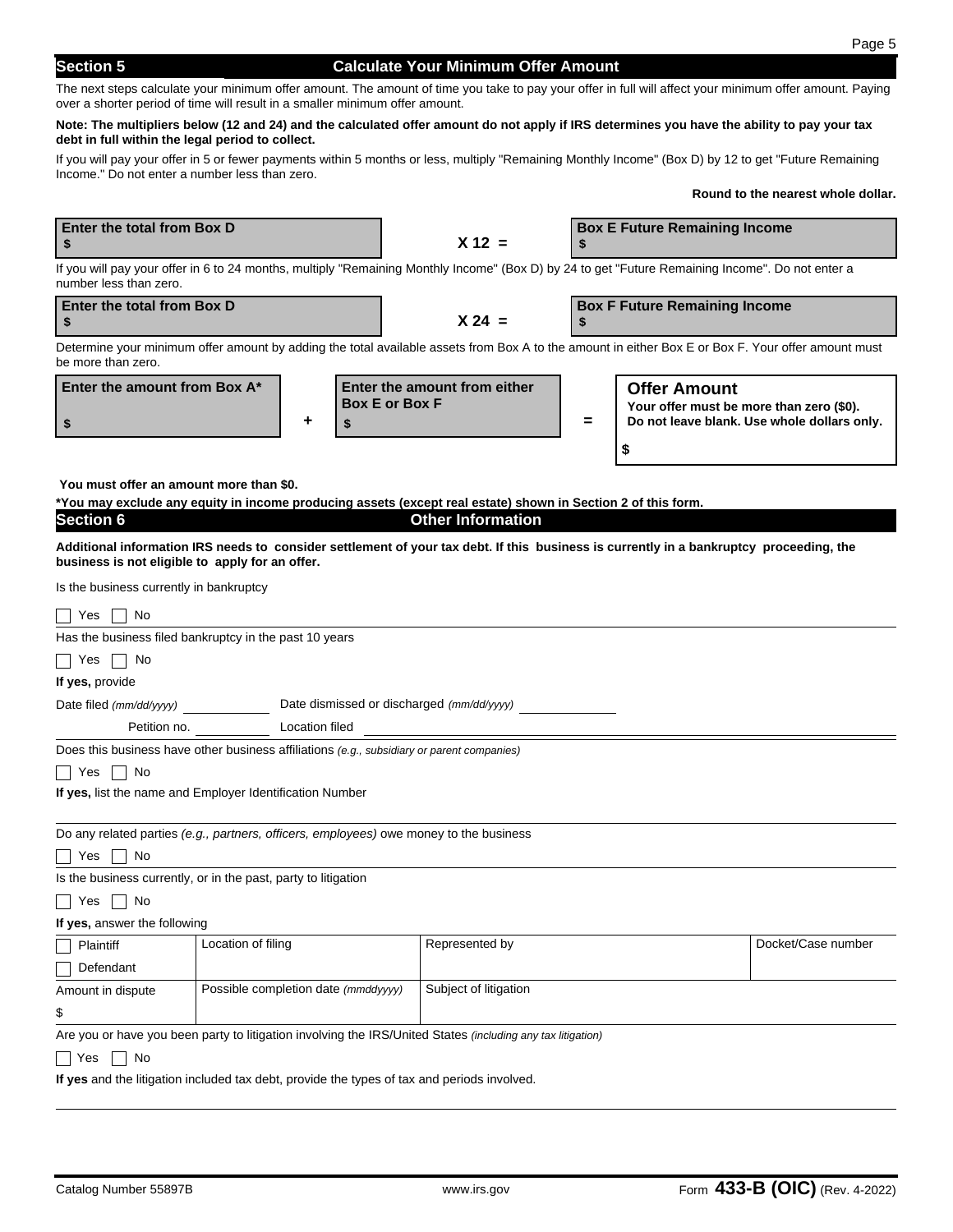## Section 5 — Calculate Your Minimum Offer Amount

The next steps calculate your minimum offer amount. The amount of time you take to pay your offer in full will affect your minimum offer amount. Paying over a shorter period of time will result in a smaller minimum offer amount.

**Note: The multipliers below (12 and 24) and the calculated offer amount do not apply if IRS determines you have the ability to pay your tax debt in full within the legal period to collect.**

If you will pay your offer in 5 or fewer payments within 5 months or less, multiply "Remaining Monthly Income" (Box D) by 12 to get "Future Remaining Income." Do not enter a number less than zero.

**Round to the nearest whole dollar.**

| Enter the total from Box D | | Box E Future Remaining Income |
|---|---|---|
| $ | X 12 = | $ |

If you will pay your offer in 6 to 24 months, multiply "Remaining Monthly Income" (Box D) by 24 to get "Future Remaining Income". Do not enter a number less than zero.

| Enter the total from Box D | | Box F Future Remaining Income |
|---|---|---|
| $ | X 24 = | $ |

Determine your minimum offer amount by adding the total available assets from Box A to the amount in either Box E or Box F. Your offer amount must be more than zero.

| Enter the amount from Box A* | | Enter the amount from either Box E or Box F | | Offer Amount — Your offer must be more than zero ($0). Do not leave blank. Use whole dollars only. |
|---|---|---|---|---|
| $ | + | $ | = | $ |

**You must offer an amount more than $0.**

***You may exclude any equity in income producing assets (except real estate) shown in Section 2 of this form.**

## Section 6 — Other Information

**Additional information IRS needs to consider settlement of your tax debt. If this business is currently in a bankruptcy proceeding, the business is not eligible to apply for an offer.**

Is the business currently in bankruptcy

☐ Yes ☐ No

Has the business filed bankruptcy in the past 10 years

☐ Yes ☐ No

**If yes,** provide

Date filed *(mm/dd/yyyy)* ____________ Date dismissed or discharged *(mm/dd/yyyy)* ____________

Petition no. ____________ Location filed ____________

Does this business have other business affiliations *(e.g., subsidiary or parent companies)*

☐ Yes ☐ No

**If yes,** list the name and Employer Identification Number

Do any related parties *(e.g., partners, officers, employees)* owe money to the business

☐ Yes ☐ No

Is the business currently, or in the past, party to litigation

☐ Yes ☐ No

**If yes,** answer the following

| ☐ Plaintiff ☐ Defendant | Location of filing | Represented by | Docket/Case number |
|---|---|---|---|
| Amount in dispute $ | Possible completion date *(mmddyyyy)* | Subject of litigation | |

Are you or have you been party to litigation involving the IRS/United States *(including any tax litigation)*

☐ Yes ☐ No

**If yes** and the litigation included tax debt, provide the types of tax and periods involved.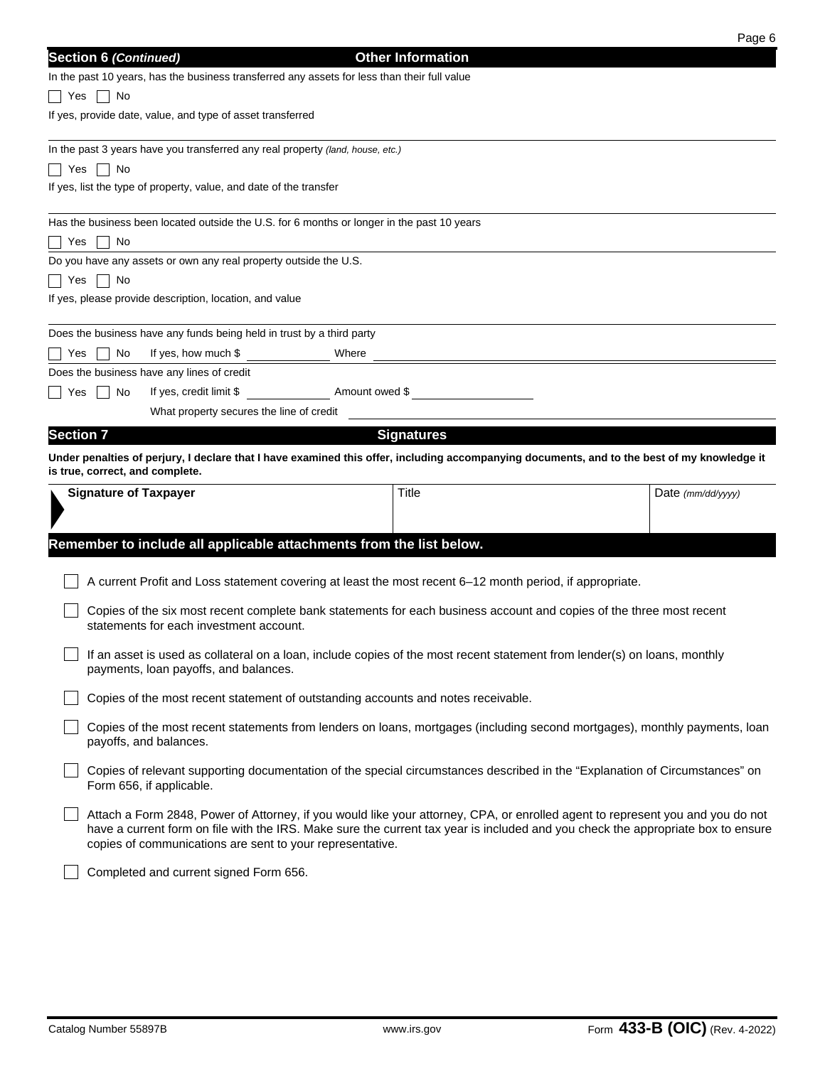## Section 6 *(Continued)* — Other Information

In the past 10 years, has the business transferred any assets for less than their full value

☐ Yes ☐ No

If yes, provide date, value, and type of asset transferred

In the past 3 years have you transferred any real property *(land, house, etc.)*

☐ Yes ☐ No

If yes, list the type of property, value, and date of the transfer

Has the business been located outside the U.S. for 6 months or longer in the past 10 years

☐ Yes ☐ No

Do you have any assets or own any real property outside the U.S.

☐ Yes ☐ No

If yes, please provide description, location, and value

Does the business have any funds being held in trust by a third party

☐ Yes ☐ No If yes, how much $ ____________ Where ____________

Does the business have any lines of credit

☐ Yes ☐ No If yes, credit limit $ ____________ Amount owed $ ____________

What property secures the line of credit ____________

## Section 7 — Signatures

**Under penalties of perjury, I declare that I have examined this offer, including accompanying documents, and to the best of my knowledge it is true, correct, and complete.**

| Signature of Taxpayer | Title | Date *(mm/dd/yyyy)* |
|---|---|---|
| | | |

### Remember to include all applicable attachments from the list below.

- ☐ A current Profit and Loss statement covering at least the most recent 6–12 month period, if appropriate.
- ☐ Copies of the six most recent complete bank statements for each business account and copies of the three most recent statements for each investment account.
- ☐ If an asset is used as collateral on a loan, include copies of the most recent statement from lender(s) on loans, monthly payments, loan payoffs, and balances.
- ☐ Copies of the most recent statement of outstanding accounts and notes receivable.
- ☐ Copies of the most recent statements from lenders on loans, mortgages (including second mortgages), monthly payments, loan payoffs, and balances.
- ☐ Copies of relevant supporting documentation of the special circumstances described in the "Explanation of Circumstances" on Form 656, if applicable.
- ☐ Attach a Form 2848, Power of Attorney, if you would like your attorney, CPA, or enrolled agent to represent you and you do not have a current form on file with the IRS. Make sure the current tax year is included and you check the appropriate box to ensure copies of communications are sent to your representative.
- ☐ Completed and current signed Form 656.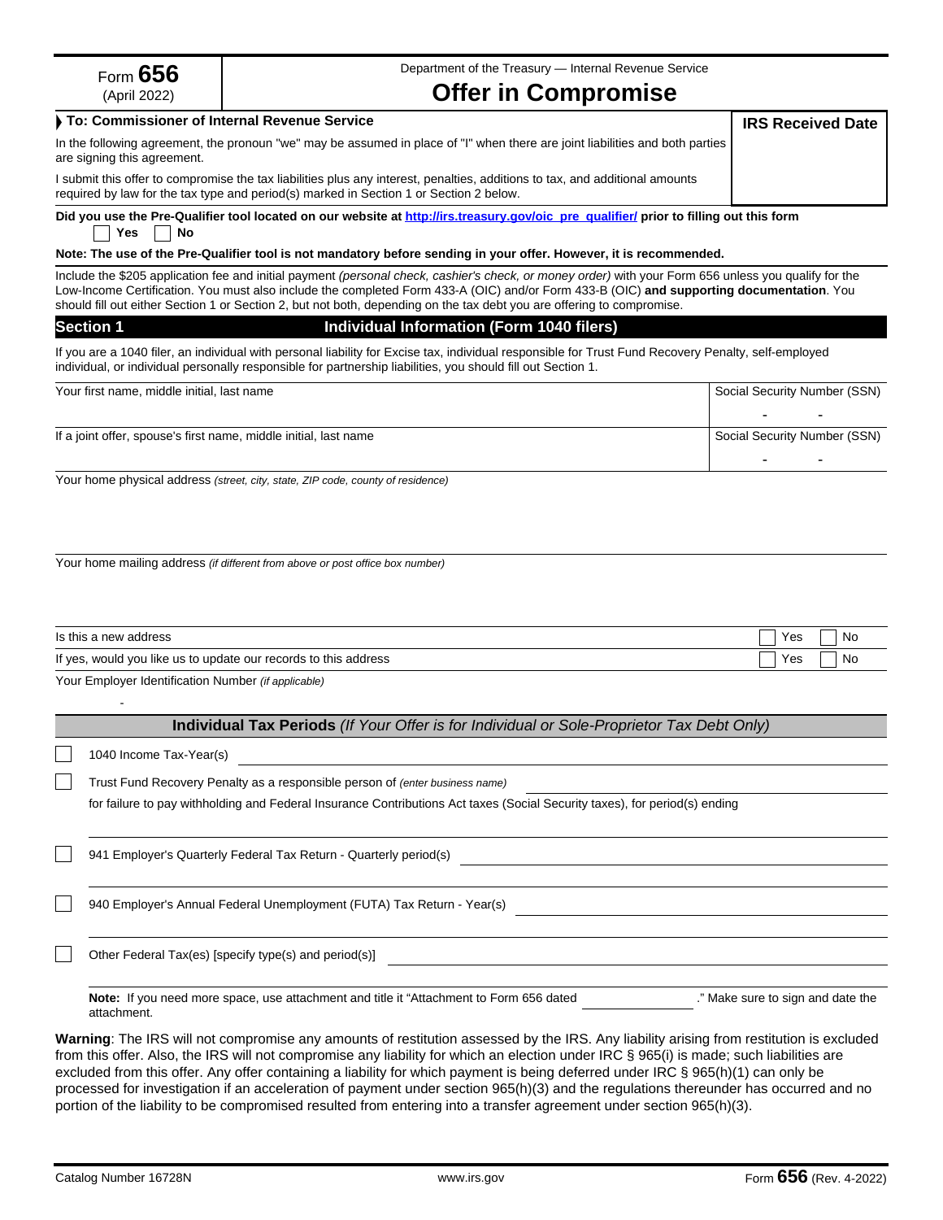Form **656**
(April 2022)

Department of the Treasury — Internal Revenue Service

# Offer in Compromise

**To: Commissioner of Internal Revenue Service**

**IRS Received Date**

In the following agreement, the pronoun "we" may be assumed in place of "I" when there are joint liabilities and both parties are signing this agreement.

I submit this offer to compromise the tax liabilities plus any interest, penalties, additions to tax, and additional amounts required by law for the tax type and period(s) marked in Section 1 or Section 2 below.

**Did you use the Pre-Qualifier tool located on our website at http://irs.treasury.gov/oic_pre_qualifier/ prior to filling out this form**

☐ **Yes** ☐ **No**

**Note: The use of the Pre-Qualifier tool is not mandatory before sending in your offer. However, it is recommended.**

Include the $205 application fee and initial payment *(personal check, cashier's check, or money order)* with your Form 656 unless you qualify for the Low-Income Certification. You must also include the completed Form 433-A (OIC) and/or Form 433-B (OIC) **and supporting documentation**. You should fill out either Section 1 or Section 2, but not both, depending on the tax debt you are offering to compromise.

## Section 1 — Individual Information (Form 1040 filers)

If you are a 1040 filer, an individual with personal liability for Excise tax, individual responsible for Trust Fund Recovery Penalty, self-employed individual, or individual personally responsible for partnership liabilities, you should fill out Section 1.

| Your first name, middle initial, last name | Social Security Number (SSN) - - |
|---|---|
| If a joint offer, spouse's first name, middle initial, last name | Social Security Number (SSN) - - |

Your home physical address *(street, city, state, ZIP code, county of residence)*

Your home mailing address *(if different from above or post office box number)*

| | |
|---|---|
| Is this a new address | ☐ Yes ☐ No |
| If yes, would you like us to update our records to this address | ☐ Yes ☐ No |

Your Employer Identification Number *(if applicable)*

-

### Individual Tax Periods *(If Your Offer is for Individual or Sole-Proprietor Tax Debt Only)*

☐ 1040 Income Tax-Year(s) \_\_\_\_\_\_\_\_\_\_

☐ Trust Fund Recovery Penalty as a responsible person of *(enter business name)* \_\_\_\_\_\_\_\_\_\_
for failure to pay withholding and Federal Insurance Contributions Act taxes (Social Security taxes), for period(s) ending \_\_\_\_\_\_\_\_\_\_

☐ 941 Employer's Quarterly Federal Tax Return - Quarterly period(s) \_\_\_\_\_\_\_\_\_\_

☐ 940 Employer's Annual Federal Unemployment (FUTA) Tax Return - Year(s) \_\_\_\_\_\_\_\_\_\_

☐ Other Federal Tax(es) [specify type(s) and period(s)] \_\_\_\_\_\_\_\_\_\_

**Note:** If you need more space, use attachment and title it "Attachment to Form 656 dated \_\_\_\_\_\_\_\_\_\_." Make sure to sign and date the attachment.

**Warning**: The IRS will not compromise any amounts of restitution assessed by the IRS. Any liability arising from restitution is excluded from this offer. Also, the IRS will not compromise any liability for which an election under IRC § 965(i) is made; such liabilities are excluded from this offer. Any offer containing a liability for which payment is being deferred under IRC § 965(h)(1) can only be processed for investigation if an acceleration of payment under section 965(h)(3) and the regulations thereunder has occurred and no portion of the liability to be compromised resulted from entering into a transfer agreement under section 965(h)(3).

Catalog Number 16728N    www.irs.gov    Form **656** (Rev. 4-2022)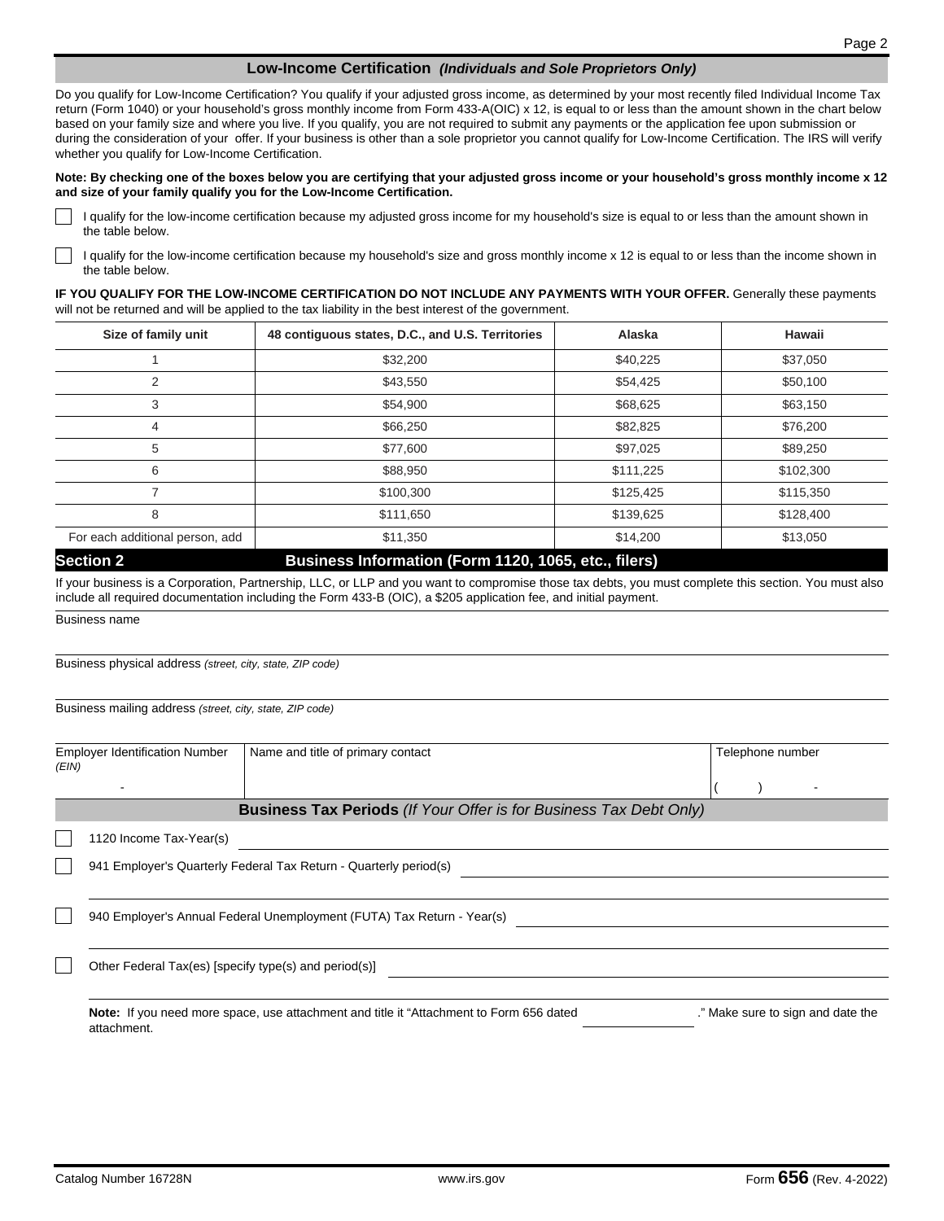## Low-Income Certification *(Individuals and Sole Proprietors Only)*

Do you qualify for Low-Income Certification? You qualify if your adjusted gross income, as determined by your most recently filed Individual Income Tax return (Form 1040) or your household's gross monthly income from Form 433-A(OIC) x 12, is equal to or less than the amount shown in the chart below based on your family size and where you live. If you qualify, you are not required to submit any payments or the application fee upon submission or during the consideration of your offer. If your business is other than a sole proprietor you cannot qualify for Low-Income Certification. The IRS will verify whether you qualify for Low-Income Certification.

**Note: By checking one of the boxes below you are certifying that your adjusted gross income or your household's gross monthly income x 12 and size of your family qualify you for the Low-Income Certification.**

☐ I qualify for the low-income certification because my adjusted gross income for my household's size is equal to or less than the amount shown in the table below.

☐ I qualify for the low-income certification because my household's size and gross monthly income x 12 is equal to or less than the income shown in the table below.

**IF YOU QUALIFY FOR THE LOW-INCOME CERTIFICATION DO NOT INCLUDE ANY PAYMENTS WITH YOUR OFFER.** Generally these payments will not be returned and will be applied to the tax liability in the best interest of the government.

| Size of family unit | 48 contiguous states, D.C., and U.S. Territories | Alaska | Hawaii |
|---|---|---|---|
| 1 | $32,200 | $40,225 | $37,050 |
| 2 | $43,550 | $54,425 | $50,100 |
| 3 | $54,900 | $68,625 | $63,150 |
| 4 | $66,250 | $82,825 | $76,200 |
| 5 | $77,600 | $97,025 | $89,250 |
| 6 | $88,950 | $111,225 | $102,300 |
| 7 | $100,300 | $125,425 | $115,350 |
| 8 | $111,650 | $139,625 | $128,400 |
| For each additional person, add | $11,350 | $14,200 | $13,050 |

## Section 2 Business Information (Form 1120, 1065, etc., filers)

If your business is a Corporation, Partnership, LLC, or LLP and you want to compromise those tax debts, you must complete this section. You must also include all required documentation including the Form 433-B (OIC), a $205 application fee, and initial payment.

Business name

Business physical address *(street, city, state, ZIP code)*

Business mailing address *(street, city, state, ZIP code)*

| Employer Identification Number *(EIN)* | Name and title of primary contact | Telephone number |
|---|---|---|
| - | | ( ) - |

### Business Tax Periods *(If Your Offer is for Business Tax Debt Only)*

☐ 1120 Income Tax-Year(s) ______

☐ 941 Employer's Quarterly Federal Tax Return - Quarterly period(s) ______

☐ 940 Employer's Annual Federal Unemployment (FUTA) Tax Return - Year(s) ______

☐ Other Federal Tax(es) [specify type(s) and period(s)] ______

**Note:** If you need more space, use attachment and title it "Attachment to Form 656 dated ______." Make sure to sign and date the attachment.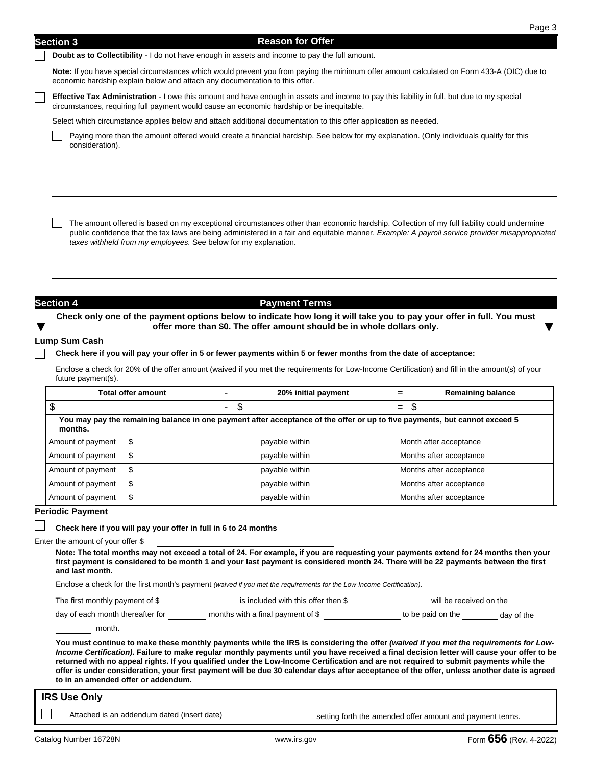## Section 3 — Reason for Offer

☐ **Doubt as to Collectibility** - I do not have enough in assets and income to pay the full amount.

**Note:** If you have special circumstances which would prevent you from paying the minimum offer amount calculated on Form 433-A (OIC) due to economic hardship explain below and attach any documentation to this offer.

☐ **Effective Tax Administration** - I owe this amount and have enough in assets and income to pay this liability in full, but due to my special circumstances, requiring full payment would cause an economic hardship or be inequitable.

Select which circumstance applies below and attach additional documentation to this offer application as needed.

☐ Paying more than the amount offered would create a financial hardship. See below for my explanation. (Only individuals qualify for this consideration).

______________________________________________________________________

______________________________________________________________________

______________________________________________________________________

______________________________________________________________________

☐ The amount offered is based on my exceptional circumstances other than economic hardship. Collection of my full liability could undermine public confidence that the tax laws are being administered in a fair and equitable manner. *Example: A payroll service provider misappropriated taxes withheld from my employees.* See below for my explanation.

______________________________________________________________________

______________________________________________________________________

## Section 4 — Payment Terms

**Check only one of the payment options below to indicate how long it will take you to pay your offer in full. You must offer more than $0. The offer amount should be in whole dollars only.**

### Lump Sum Cash

☐ **Check here if you will pay your offer in 5 or fewer payments within 5 or fewer months from the date of acceptance:**

Enclose a check for 20% of the offer amount (waived if you met the requirements for Low-Income Certification) and fill in the amount(s) of your future payment(s).

| Total offer amount | - | 20% initial payment | = | Remaining balance |
|---|---|---|---|---|
| $ | - | $ | = | $ |

**You may pay the remaining balance in one payment after acceptance of the offer or up to five payments, but cannot exceed 5 months.**

| Amount of payment | | payable within | | |
|---|---|---|---|---|
| Amount of payment | $ | payable within | | Month after acceptance |
| Amount of payment | $ | payable within | | Months after acceptance |
| Amount of payment | $ | payable within | | Months after acceptance |
| Amount of payment | $ | payable within | | Months after acceptance |
| Amount of payment | $ | payable within | | Months after acceptance |

### Periodic Payment

☐ **Check here if you will pay your offer in full in 6 to 24 months**

Enter the amount of your offer $ ____________________

**Note: The total months may not exceed a total of 24. For example, if you are requesting your payments extend for 24 months then your first payment is considered to be month 1 and your last payment is considered month 24. There will be 22 payments between the first and last month.**

Enclose a check for the first month's payment *(waived if you met the requirements for the Low-Income Certification)*.

The first monthly payment of $ __________ is included with this offer then $ __________ will be received on the ______ day of each month thereafter for ______ months with a final payment of $ __________ to be paid on the ______ day of the ______ month.

**You must continue to make these monthly payments while the IRS is considering the offer *(waived if you met the requirements for Low-Income Certification)*. Failure to make regular monthly payments until you have received a final decision letter will cause your offer to be returned with no appeal rights. If you qualified under the Low-Income Certification and are not required to submit payments while the offer is under consideration, your first payment will be due 30 calendar days after acceptance of the offer, unless another date is agreed to in an amended offer or addendum.**

### IRS Use Only

☐ Attached is an addendum dated (insert date) ______________ setting forth the amended offer amount and payment terms.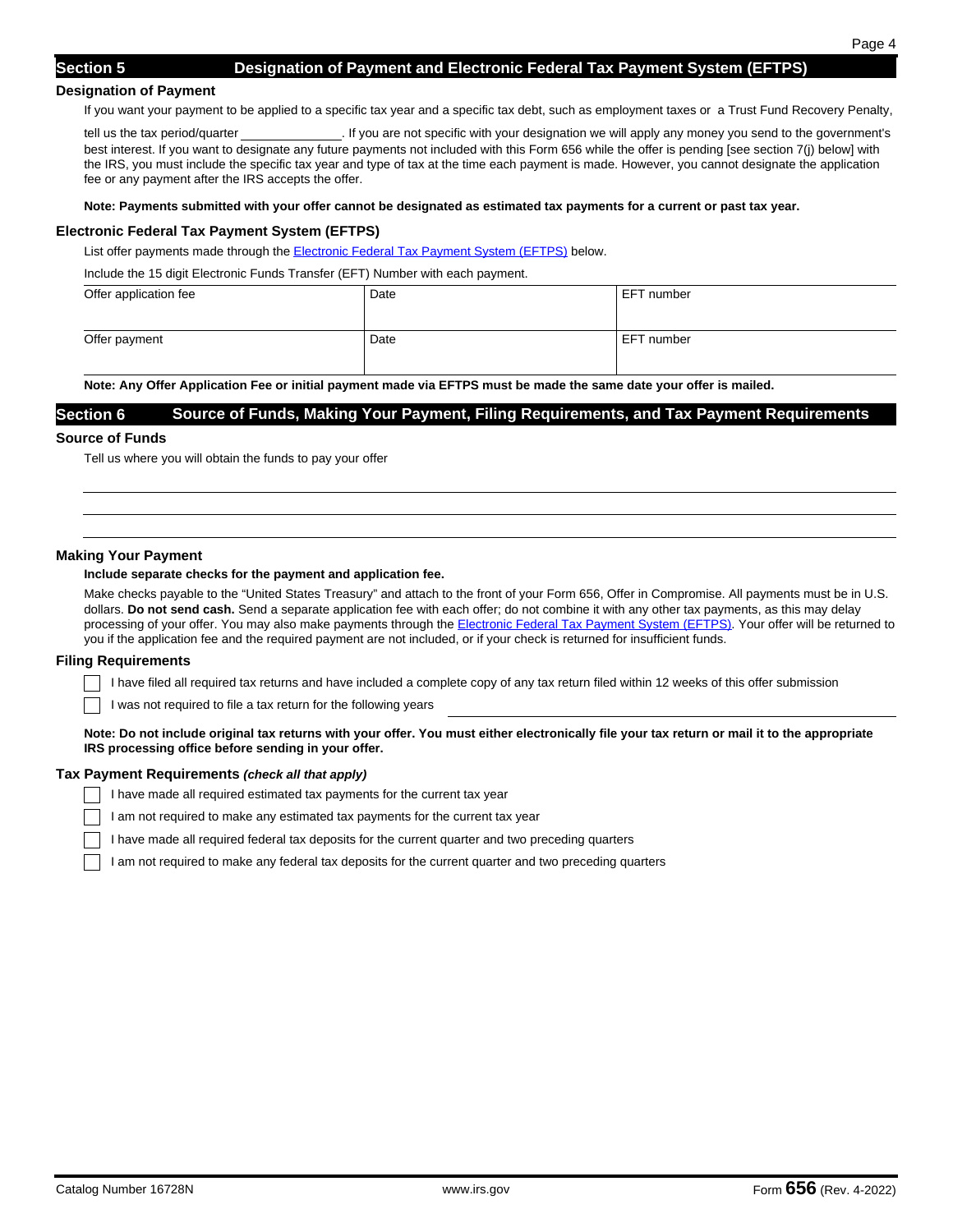## Section 5 Designation of Payment and Electronic Federal Tax Payment System (EFTPS)

### Designation of Payment

If you want your payment to be applied to a specific tax year and a specific tax debt, such as employment taxes or a Trust Fund Recovery Penalty, tell us the tax period/quarter \_\_\_\_\_\_\_\_\_\_\_\_\_\_. If you are not specific with your designation we will apply any money you send to the government's best interest. If you want to designate any future payments not included with this Form 656 while the offer is pending [see section 7(j) below] with the IRS, you must include the specific tax year and type of tax at the time each payment is made. However, you cannot designate the application fee or any payment after the IRS accepts the offer.

**Note: Payments submitted with your offer cannot be designated as estimated tax payments for a current or past tax year.**

### Electronic Federal Tax Payment System (EFTPS)

List offer payments made through the Electronic Federal Tax Payment System (EFTPS) below.

Include the 15 digit Electronic Funds Transfer (EFT) Number with each payment.

| Offer application fee | Date | EFT number |
|---|---|---|
| Offer payment | Date | EFT number |

**Note: Any Offer Application Fee or initial payment made via EFTPS must be made the same date your offer is mailed.**

## Section 6 Source of Funds, Making Your Payment, Filing Requirements, and Tax Payment Requirements

### Source of Funds

Tell us where you will obtain the funds to pay your offer

\_\_\_\_\_\_\_\_\_\_\_\_\_\_\_\_\_\_\_\_\_\_\_\_\_\_\_\_\_\_\_\_\_\_\_\_\_\_\_\_\_\_\_\_\_\_\_\_\_\_\_\_

\_\_\_\_\_\_\_\_\_\_\_\_\_\_\_\_\_\_\_\_\_\_\_\_\_\_\_\_\_\_\_\_\_\_\_\_\_\_\_\_\_\_\_\_\_\_\_\_\_\_\_\_

\_\_\_\_\_\_\_\_\_\_\_\_\_\_\_\_\_\_\_\_\_\_\_\_\_\_\_\_\_\_\_\_\_\_\_\_\_\_\_\_\_\_\_\_\_\_\_\_\_\_\_\_

### Making Your Payment

**Include separate checks for the payment and application fee.**

Make checks payable to the "United States Treasury" and attach to the front of your Form 656, Offer in Compromise. All payments must be in U.S. dollars. **Do not send cash.** Send a separate application fee with each offer; do not combine it with any other tax payments, as this may delay processing of your offer. You may also make payments through the Electronic Federal Tax Payment System (EFTPS). Your offer will be returned to you if the application fee and the required payment are not included, or if your check is returned for insufficient funds.

### Filing Requirements

- ☐ I have filed all required tax returns and have included a complete copy of any tax return filed within 12 weeks of this offer submission
- ☐ I was not required to file a tax return for the following years \_\_\_\_\_\_\_\_\_\_\_\_\_\_\_\_\_\_\_\_\_\_\_\_\_\_\_\_

**Note: Do not include original tax returns with your offer. You must either electronically file your tax return or mail it to the appropriate IRS processing office before sending in your offer.**

### Tax Payment Requirements ***(check all that apply)***

- ☐ I have made all required estimated tax payments for the current tax year
- ☐ I am not required to make any estimated tax payments for the current tax year
- ☐ I have made all required federal tax deposits for the current quarter and two preceding quarters
- ☐ I am not required to make any federal tax deposits for the current quarter and two preceding quarters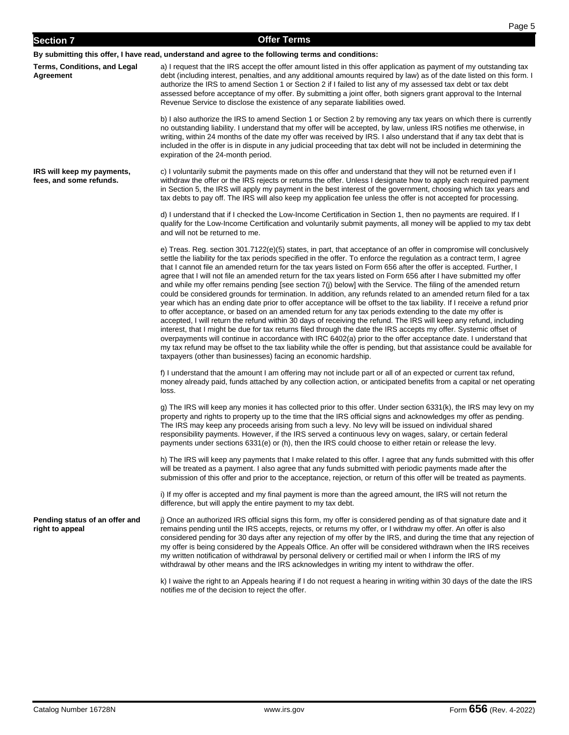## Section 7 — Offer Terms

**By submitting this offer, I have read, understand and agree to the following terms and conditions:**

**Terms, Conditions, and Legal Agreement**

a) I request that the IRS accept the offer amount listed in this offer application as payment of my outstanding tax debt (including interest, penalties, and any additional amounts required by law) as of the date listed on this form. I authorize the IRS to amend Section 1 or Section 2 if I failed to list any of my assessed tax debt or tax debt assessed before acceptance of my offer. By submitting a joint offer, both signers grant approval to the Internal Revenue Service to disclose the existence of any separate liabilities owed.

b) I also authorize the IRS to amend Section 1 or Section 2 by removing any tax years on which there is currently no outstanding liability. I understand that my offer will be accepted, by law, unless IRS notifies me otherwise, in writing, within 24 months of the date my offer was received by IRS. I also understand that if any tax debt that is included in the offer is in dispute in any judicial proceeding that tax debt will not be included in determining the expiration of the 24-month period.

**IRS will keep my payments, fees, and some refunds.**

c) I voluntarily submit the payments made on this offer and understand that they will not be returned even if I withdraw the offer or the IRS rejects or returns the offer. Unless I designate how to apply each required payment in Section 5, the IRS will apply my payment in the best interest of the government, choosing which tax years and tax debts to pay off. The IRS will also keep my application fee unless the offer is not accepted for processing.

d) I understand that if I checked the Low-Income Certification in Section 1, then no payments are required. If I qualify for the Low-Income Certification and voluntarily submit payments, all money will be applied to my tax debt and will not be returned to me.

e) Treas. Reg. section 301.7122(e)(5) states, in part, that acceptance of an offer in compromise will conclusively settle the liability for the tax periods specified in the offer. To enforce the regulation as a contract term, I agree that I cannot file an amended return for the tax years listed on Form 656 after the offer is accepted. Further, I agree that I will not file an amended return for the tax years listed on Form 656 after I have submitted my offer and while my offer remains pending [see section 7(j) below] with the Service. The filing of the amended return could be considered grounds for termination. In addition, any refunds related to an amended return filed for a tax year which has an ending date prior to offer acceptance will be offset to the tax liability. If I receive a refund prior to offer acceptance, or based on an amended return for any tax periods extending to the date my offer is accepted, I will return the refund within 30 days of receiving the refund. The IRS will keep any refund, including interest, that I might be due for tax returns filed through the date the IRS accepts my offer. Systemic offset of overpayments will continue in accordance with IRC 6402(a) prior to the offer acceptance date. I understand that my tax refund may be offset to the tax liability while the offer is pending, but that assistance could be available for taxpayers (other than businesses) facing an economic hardship.

f) I understand that the amount I am offering may not include part or all of an expected or current tax refund, money already paid, funds attached by any collection action, or anticipated benefits from a capital or net operating loss.

g) The IRS will keep any monies it has collected prior to this offer. Under section 6331(k), the IRS may levy on my property and rights to property up to the time that the IRS official signs and acknowledges my offer as pending. The IRS may keep any proceeds arising from such a levy. No levy will be issued on individual shared responsibility payments. However, if the IRS served a continuous levy on wages, salary, or certain federal payments under sections 6331(e) or (h), then the IRS could choose to either retain or release the levy.

h) The IRS will keep any payments that I make related to this offer. I agree that any funds submitted with this offer will be treated as a payment. I also agree that any funds submitted with periodic payments made after the submission of this offer and prior to the acceptance, rejection, or return of this offer will be treated as payments.

i) If my offer is accepted and my final payment is more than the agreed amount, the IRS will not return the difference, but will apply the entire payment to my tax debt.

**Pending status of an offer and right to appeal**

j) Once an authorized IRS official signs this form, my offer is considered pending as of that signature date and it remains pending until the IRS accepts, rejects, or returns my offer, or I withdraw my offer. An offer is also considered pending for 30 days after any rejection of my offer by the IRS, and during the time that any rejection of my offer is being considered by the Appeals Office. An offer will be considered withdrawn when the IRS receives my written notification of withdrawal by personal delivery or certified mail or when I inform the IRS of my withdrawal by other means and the IRS acknowledges in writing my intent to withdraw the offer.

k) I waive the right to an Appeals hearing if I do not request a hearing in writing within 30 days of the date the IRS notifies me of the decision to reject the offer.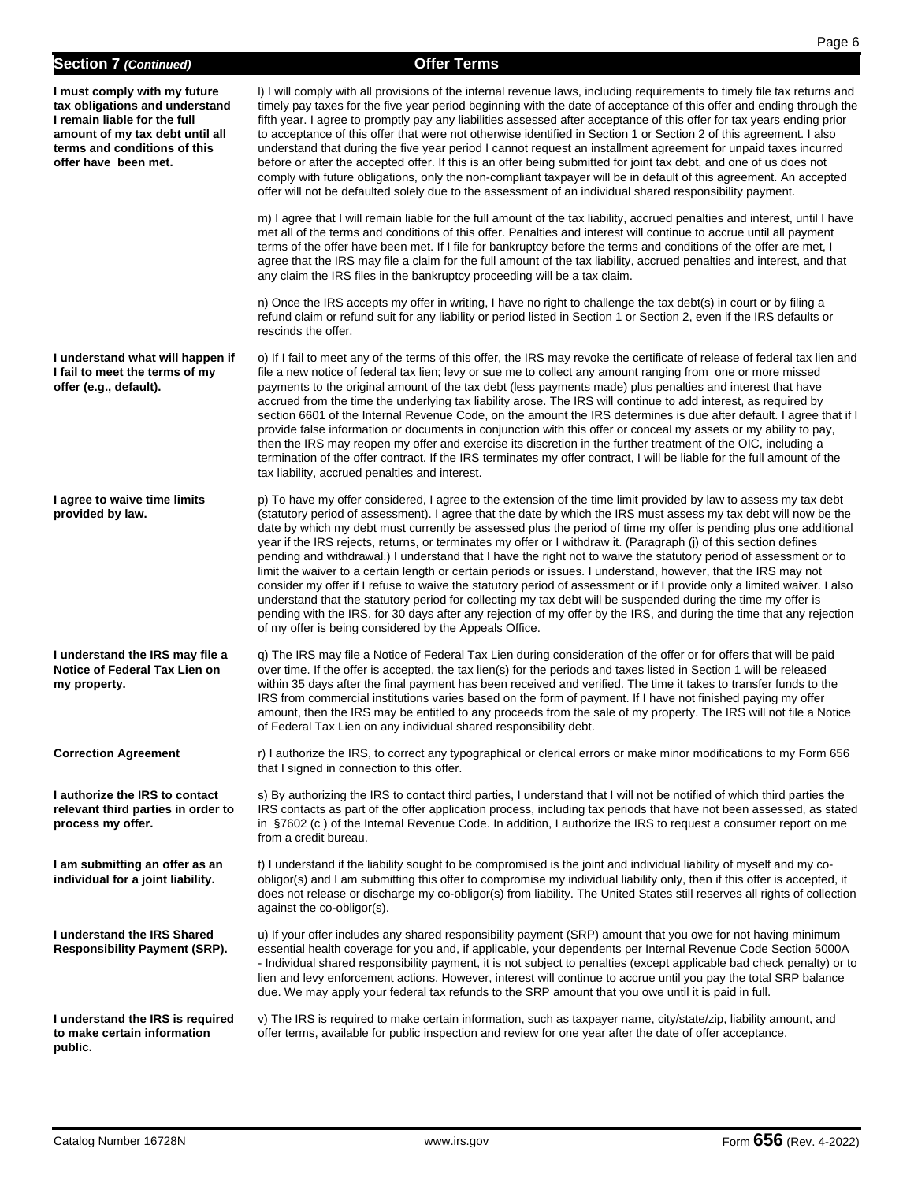## Section 7 *(Continued)* Offer Terms

**I must comply with my future tax obligations and understand I remain liable for the full amount of my tax debt until all terms and conditions of this offer have been met.**

l) I will comply with all provisions of the internal revenue laws, including requirements to timely file tax returns and timely pay taxes for the five year period beginning with the date of acceptance of this offer and ending through the fifth year. I agree to promptly pay any liabilities assessed after acceptance of this offer for tax years ending prior to acceptance of this offer that were not otherwise identified in Section 1 or Section 2 of this agreement. I also understand that during the five year period I cannot request an installment agreement for unpaid taxes incurred before or after the accepted offer. If this is an offer being submitted for joint tax debt, and one of us does not comply with future obligations, only the non-compliant taxpayer will be in default of this agreement. An accepted offer will not be defaulted solely due to the assessment of an individual shared responsibility payment.

m) I agree that I will remain liable for the full amount of the tax liability, accrued penalties and interest, until I have met all of the terms and conditions of this offer. Penalties and interest will continue to accrue until all payment terms of the offer have been met. If I file for bankruptcy before the terms and conditions of the offer are met, I agree that the IRS may file a claim for the full amount of the tax liability, accrued penalties and interest, and that any claim the IRS files in the bankruptcy proceeding will be a tax claim.

n) Once the IRS accepts my offer in writing, I have no right to challenge the tax debt(s) in court or by filing a refund claim or refund suit for any liability or period listed in Section 1 or Section 2, even if the IRS defaults or rescinds the offer.

**I understand what will happen if I fail to meet the terms of my offer (e.g., default).**

o) If I fail to meet any of the terms of this offer, the IRS may revoke the certificate of release of federal tax lien and file a new notice of federal tax lien; levy or sue me to collect any amount ranging from one or more missed payments to the original amount of the tax debt (less payments made) plus penalties and interest that have accrued from the time the underlying tax liability arose. The IRS will continue to add interest, as required by section 6601 of the Internal Revenue Code, on the amount the IRS determines is due after default. I agree that if I provide false information or documents in conjunction with this offer or conceal my assets or my ability to pay, then the IRS may reopen my offer and exercise its discretion in the further treatment of the OIC, including a termination of the offer contract. If the IRS terminates my offer contract, I will be liable for the full amount of the tax liability, accrued penalties and interest.

**I agree to waive time limits provided by law.**

p) To have my offer considered, I agree to the extension of the time limit provided by law to assess my tax debt (statutory period of assessment). I agree that the date by which the IRS must assess my tax debt will now be the date by which my debt must currently be assessed plus the period of time my offer is pending plus one additional year if the IRS rejects, returns, or terminates my offer or I withdraw it. (Paragraph (j) of this section defines pending and withdrawal.) I understand that I have the right not to waive the statutory period of assessment or to limit the waiver to a certain length or certain periods or issues. I understand, however, that the IRS may not consider my offer if I refuse to waive the statutory period of assessment or if I provide only a limited waiver. I also understand that the statutory period for collecting my tax debt will be suspended during the time my offer is pending with the IRS, for 30 days after any rejection of my offer by the IRS, and during the time that any rejection of my offer is being considered by the Appeals Office.

**I understand the IRS may file a Notice of Federal Tax Lien on my property.**

q) The IRS may file a Notice of Federal Tax Lien during consideration of the offer or for offers that will be paid over time. If the offer is accepted, the tax lien(s) for the periods and taxes listed in Section 1 will be released within 35 days after the final payment has been received and verified. The time it takes to transfer funds to the IRS from commercial institutions varies based on the form of payment. If I have not finished paying my offer amount, then the IRS may be entitled to any proceeds from the sale of my property. The IRS will not file a Notice of Federal Tax Lien on any individual shared responsibility debt.

**Correction Agreement**

r) I authorize the IRS, to correct any typographical or clerical errors or make minor modifications to my Form 656 that I signed in connection to this offer.

**I authorize the IRS to contact relevant third parties in order to process my offer.**

s) By authorizing the IRS to contact third parties, I understand that I will not be notified of which third parties the IRS contacts as part of the offer application process, including tax periods that have not been assessed, as stated in §7602 (c ) of the Internal Revenue Code. In addition, I authorize the IRS to request a consumer report on me from a credit bureau.

**I am submitting an offer as an individual for a joint liability.**

t) I understand if the liability sought to be compromised is the joint and individual liability of myself and my co-obligor(s) and I am submitting this offer to compromise my individual liability only, then if this offer is accepted, it does not release or discharge my co-obligor(s) from liability. The United States still reserves all rights of collection against the co-obligor(s).

**I understand the IRS Shared Responsibility Payment (SRP).**

u) If your offer includes any shared responsibility payment (SRP) amount that you owe for not having minimum essential health coverage for you and, if applicable, your dependents per Internal Revenue Code Section 5000A - Individual shared responsibility payment, it is not subject to penalties (except applicable bad check penalty) or to lien and levy enforcement actions. However, interest will continue to accrue until you pay the total SRP balance due. We may apply your federal tax refunds to the SRP amount that you owe until it is paid in full.

**I understand the IRS is required to make certain information public.**

v) The IRS is required to make certain information, such as taxpayer name, city/state/zip, liability amount, and offer terms, available for public inspection and review for one year after the date of offer acceptance.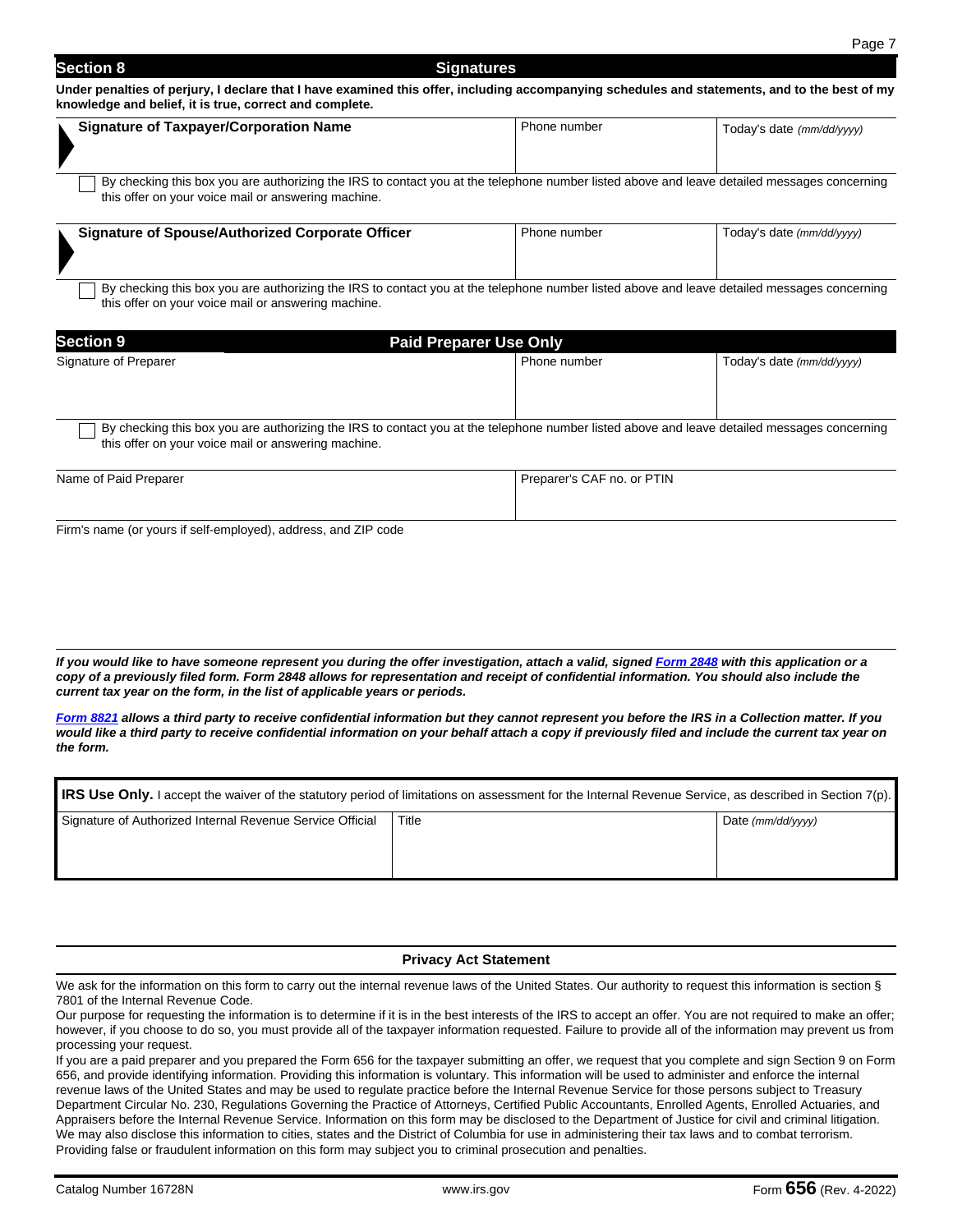## Section 8 Signatures

**Under penalties of perjury, I declare that I have examined this offer, including accompanying schedules and statements, and to the best of my knowledge and belief, it is true, correct and complete.**

| Signature of Taxpayer/Corporation Name | Phone number | Today's date *(mm/dd/yyyy)* |
|---|---|---|
| | | |

☐ By checking this box you are authorizing the IRS to contact you at the telephone number listed above and leave detailed messages concerning this offer on your voice mail or answering machine.

| Signature of Spouse/Authorized Corporate Officer | Phone number | Today's date *(mm/dd/yyyy)* |
|---|---|---|
| | | |

☐ By checking this box you are authorizing the IRS to contact you at the telephone number listed above and leave detailed messages concerning this offer on your voice mail or answering machine.

## Section 9 Paid Preparer Use Only

| Signature of Preparer | Phone number | Today's date *(mm/dd/yyyy)* |
|---|---|---|
| | | |

☐ By checking this box you are authorizing the IRS to contact you at the telephone number listed above and leave detailed messages concerning this offer on your voice mail or answering machine.

| Name of Paid Preparer | Preparer's CAF no. or PTIN |
|---|---|
| | |

Firm's name (or yours if self-employed), address, and ZIP code

***If you would like to have someone represent you during the offer investigation, attach a valid, signed Form 2848 with this application or a copy of a previously filed form. Form 2848 allows for representation and receipt of confidential information. You should also include the current tax year on the form, in the list of applicable years or periods.***

***Form 8821 allows a third party to receive confidential information but they cannot represent you before the IRS in a Collection matter. If you would like a third party to receive confidential information on your behalf attach a copy if previously filed and include the current tax year on the form.***

**IRS Use Only.** I accept the waiver of the statutory period of limitations on assessment for the Internal Revenue Service, as described in Section 7(p).

| Signature of Authorized Internal Revenue Service Official | Title | Date *(mm/dd/yyyy)* |
|---|---|---|
| | | |

### Privacy Act Statement

We ask for the information on this form to carry out the internal revenue laws of the United States. Our authority to request this information is section § 7801 of the Internal Revenue Code.

Our purpose for requesting the information is to determine if it is in the best interests of the IRS to accept an offer. You are not required to make an offer; however, if you choose to do so, you must provide all of the taxpayer information requested. Failure to provide all of the information may prevent us from processing your request.

If you are a paid preparer and you prepared the Form 656 for the taxpayer submitting an offer, we request that you complete and sign Section 9 on Form 656, and provide identifying information. Providing this information is voluntary. This information will be used to administer and enforce the internal revenue laws of the United States and may be used to regulate practice before the Internal Revenue Service for those persons subject to Treasury Department Circular No. 230, Regulations Governing the Practice of Attorneys, Certified Public Accountants, Enrolled Agents, Enrolled Actuaries, and Appraisers before the Internal Revenue Service. Information on this form may be disclosed to the Department of Justice for civil and criminal litigation. We may also disclose this information to cities, states and the District of Columbia for use in administering their tax laws and to combat terrorism. Providing false or fraudulent information on this form may subject you to criminal prosecution and penalties.

Catalog Number 16728N www.irs.gov Form **656** (Rev. 4-2022)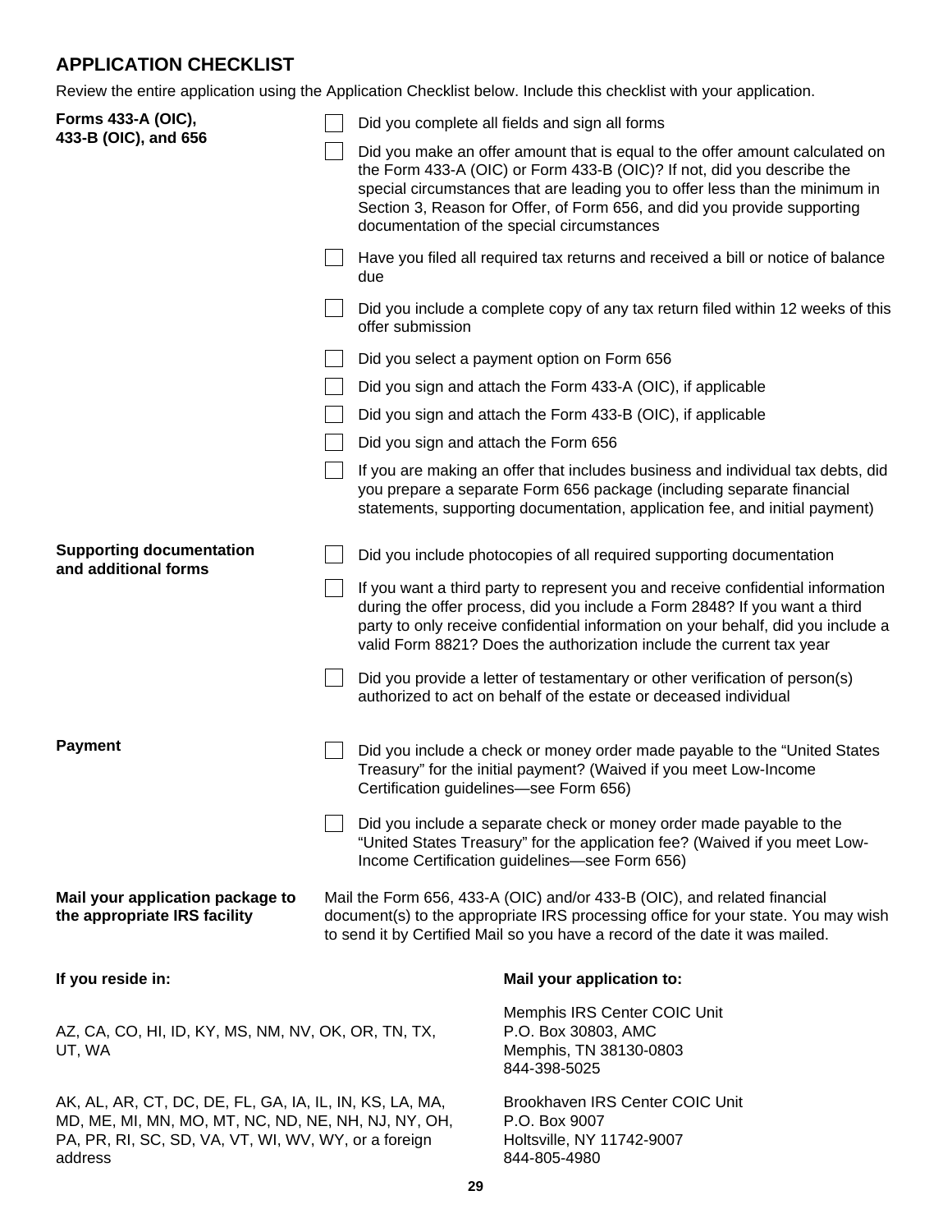## APPLICATION CHECKLIST

Review the entire application using the Application Checklist below. Include this checklist with your application.

**Forms 433-A (OIC), 433-B (OIC), and 656**

- ☐ Did you complete all fields and sign all forms
- ☐ Did you make an offer amount that is equal to the offer amount calculated on the Form 433-A (OIC) or Form 433-B (OIC)? If not, did you describe the special circumstances that are leading you to offer less than the minimum in Section 3, Reason for Offer, of Form 656, and did you provide supporting documentation of the special circumstances
- ☐ Have you filed all required tax returns and received a bill or notice of balance due
- ☐ Did you include a complete copy of any tax return filed within 12 weeks of this offer submission
- ☐ Did you select a payment option on Form 656
- ☐ Did you sign and attach the Form 433-A (OIC), if applicable
- ☐ Did you sign and attach the Form 433-B (OIC), if applicable
- ☐ Did you sign and attach the Form 656
- ☐ If you are making an offer that includes business and individual tax debts, did you prepare a separate Form 656 package (including separate financial statements, supporting documentation, application fee, and initial payment)

**Supporting documentation and additional forms**

- ☐ Did you include photocopies of all required supporting documentation
- ☐ If you want a third party to represent you and receive confidential information during the offer process, did you include a Form 2848? If you want a third party to only receive confidential information on your behalf, did you include a valid Form 8821? Does the authorization include the current tax year
- ☐ Did you provide a letter of testamentary or other verification of person(s) authorized to act on behalf of the estate or deceased individual

**Payment**

- ☐ Did you include a check or money order made payable to the "United States Treasury" for the initial payment? (Waived if you meet Low-Income Certification guidelines—see Form 656)
- ☐ Did you include a separate check or money order made payable to the "United States Treasury" for the application fee? (Waived if you meet Low-Income Certification guidelines—see Form 656)

**Mail your application package to the appropriate IRS facility**

Mail the Form 656, 433-A (OIC) and/or 433-B (OIC), and related financial document(s) to the appropriate IRS processing office for your state. You may wish to send it by Certified Mail so you have a record of the date it was mailed.

| If you reside in: | Mail your application to: |
| --- | --- |
| AZ, CA, CO, HI, ID, KY, MS, NM, NV, OK, OR, TN, TX, UT, WA | Memphis IRS Center COIC Unit<br>P.O. Box 30803, AMC<br>Memphis, TN 38130-0803<br>844-398-5025 |
| AK, AL, AR, CT, DC, DE, FL, GA, IA, IL, IN, KS, LA, MA, MD, ME, MI, MN, MO, MT, NC, ND, NE, NH, NJ, NY, OH, PA, PR, RI, SC, SD, VA, VT, WI, WV, WY, or a foreign address | Brookhaven IRS Center COIC Unit<br>P.O. Box 9007<br>Holtsville, NY 11742-9007<br>844-805-4980 |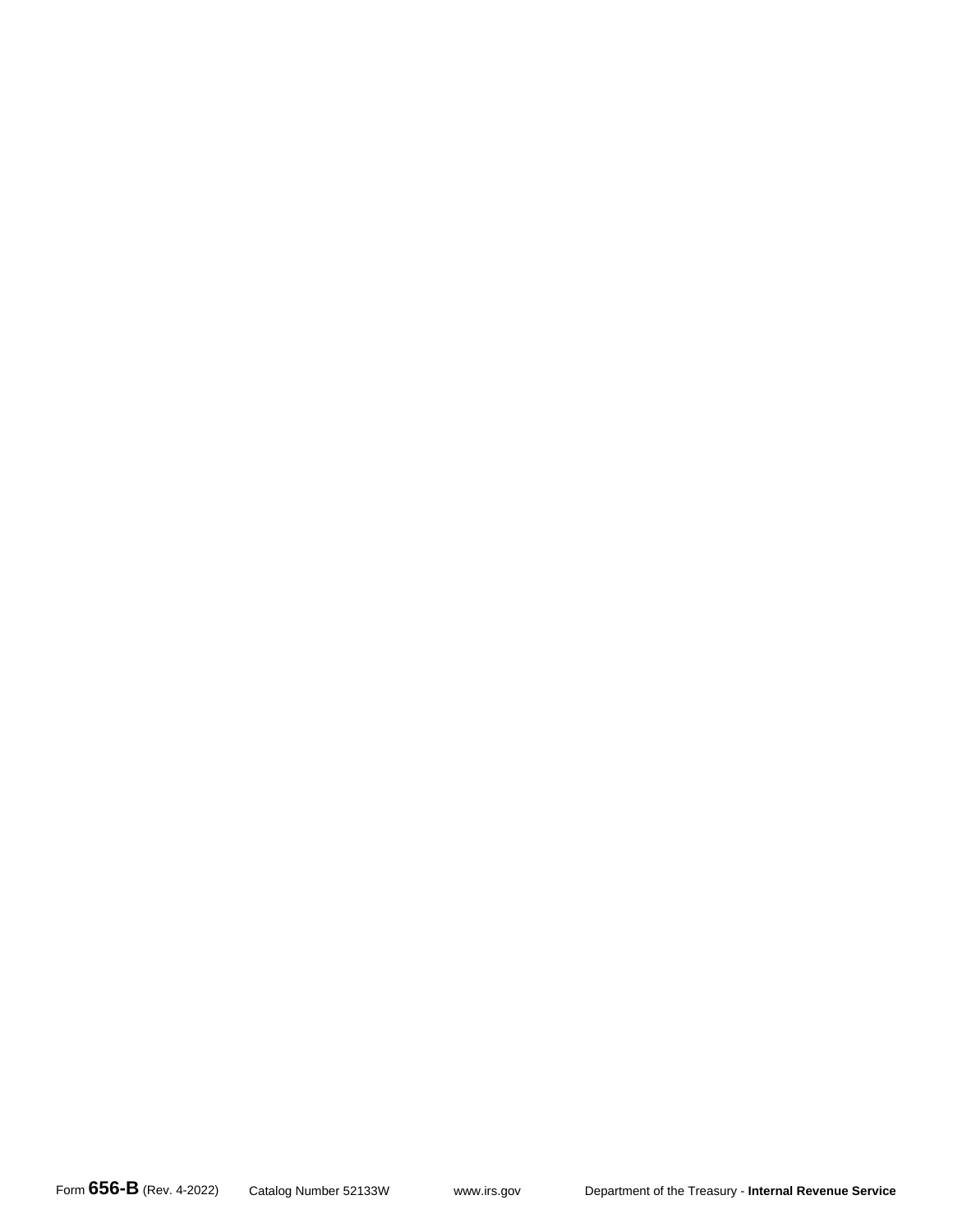Form **656-B** (Rev. 4-2022) Catalog Number 52133W www.irs.gov Department of the Treasury - **Internal Revenue Service**